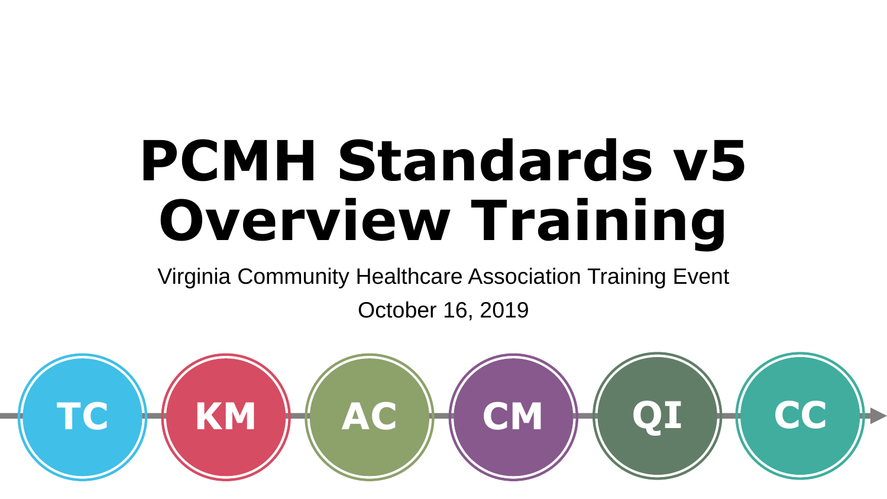# PCMH Standards v5 Overview Training

Virginia Community Healthcare Association Training Event

October 16, 2019

TC KM AC CM QI CC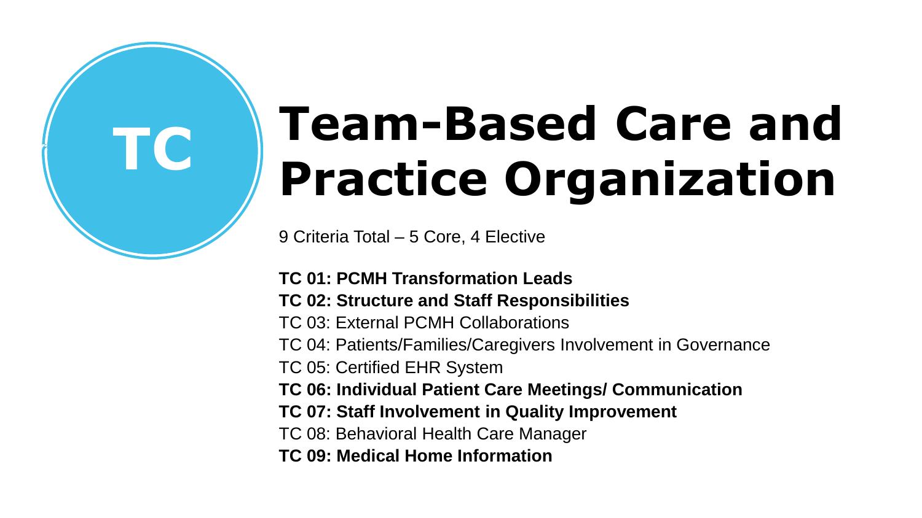TC

# Team-Based Care and Practice Organization

9 Criteria Total – 5 Core, 4 Elective

**TC 01: PCMH Transformation Leads**
**TC 02: Structure and Staff Responsibilities**
TC 03: External PCMH Collaborations
TC 04: Patients/Families/Caregivers Involvement in Governance
TC 05: Certified EHR System
**TC 06: Individual Patient Care Meetings/ Communication**
**TC 07: Staff Involvement in Quality Improvement**
TC 08: Behavioral Health Care Manager
**TC 09: Medical Home Information**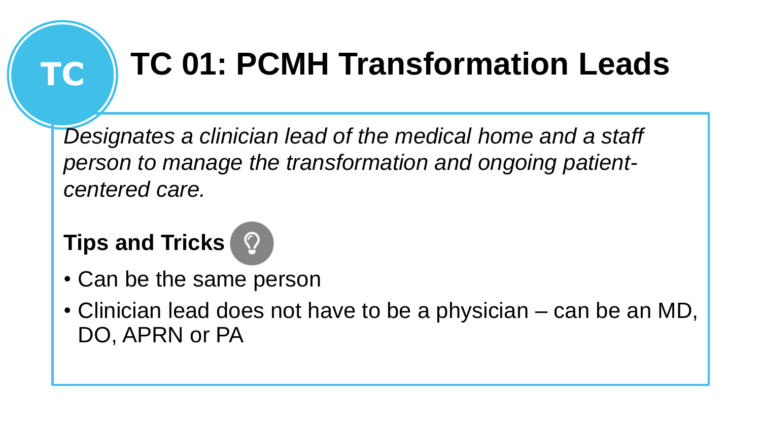# TC 01: PCMH Transformation Leads

*Designates a clinician lead of the medical home and a staff person to manage the transformation and ongoing patient-centered care.*

**Tips and Tricks**

- Can be the same person
- Clinician lead does not have to be a physician – can be an MD, DO, APRN or PA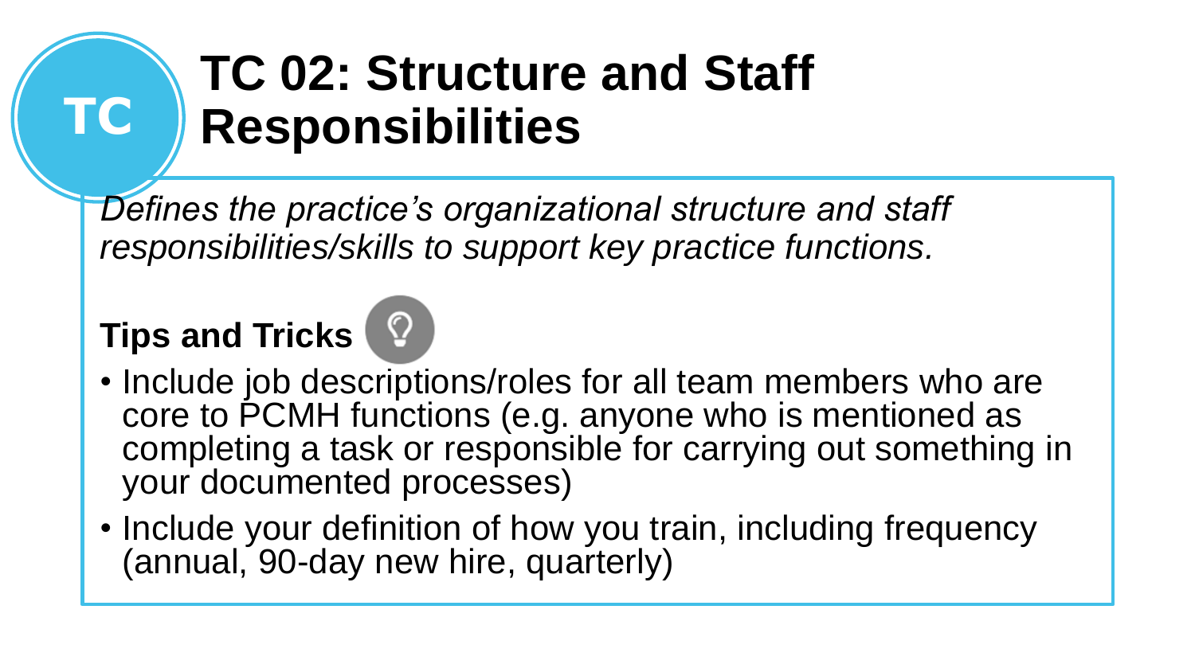# TC 02: Structure and Staff Responsibilities

*Defines the practice's organizational structure and staff responsibilities/skills to support key practice functions.*

**Tips and Tricks**

- Include job descriptions/roles for all team members who are core to PCMH functions (e.g. anyone who is mentioned as completing a task or responsible for carrying out something in your documented processes)
- Include your definition of how you train, including frequency (annual, 90-day new hire, quarterly)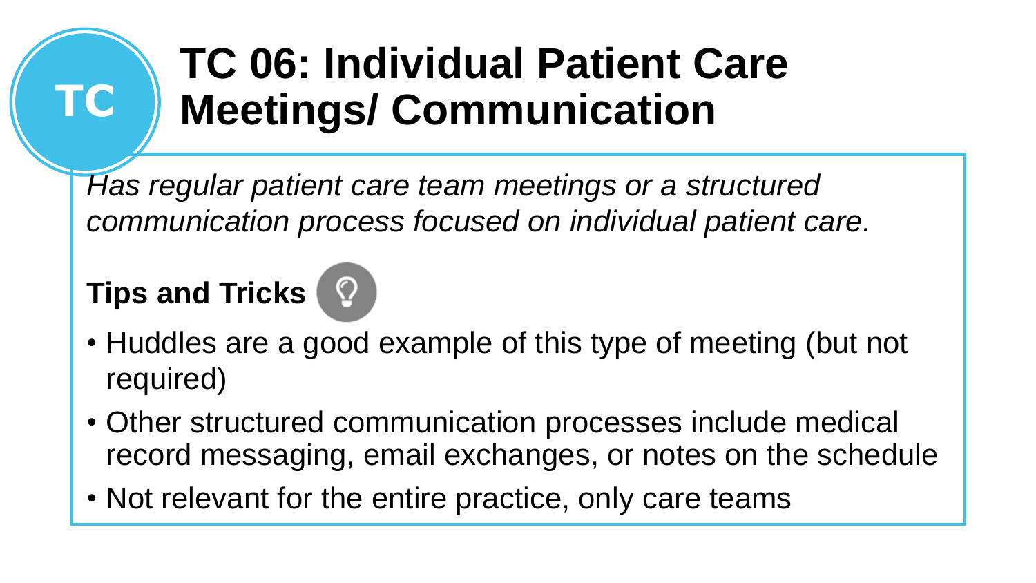TC

# TC 06: Individual Patient Care Meetings/ Communication

*Has regular patient care team meetings or a structured communication process focused on individual patient care.*

**Tips and Tricks**

- Huddles are a good example of this type of meeting (but not required)
- Other structured communication processes include medical record messaging, email exchanges, or notes on the schedule
- Not relevant for the entire practice, only care teams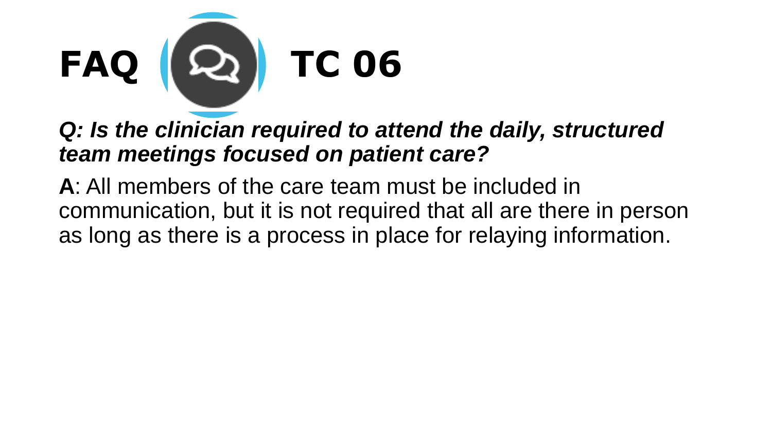# FAQ TC 06

***Q: Is the clinician required to attend the daily, structured team meetings focused on patient care?***

**A**: All members of the care team must be included in communication, but it is not required that all are there in person as long as there is a process in place for relaying information.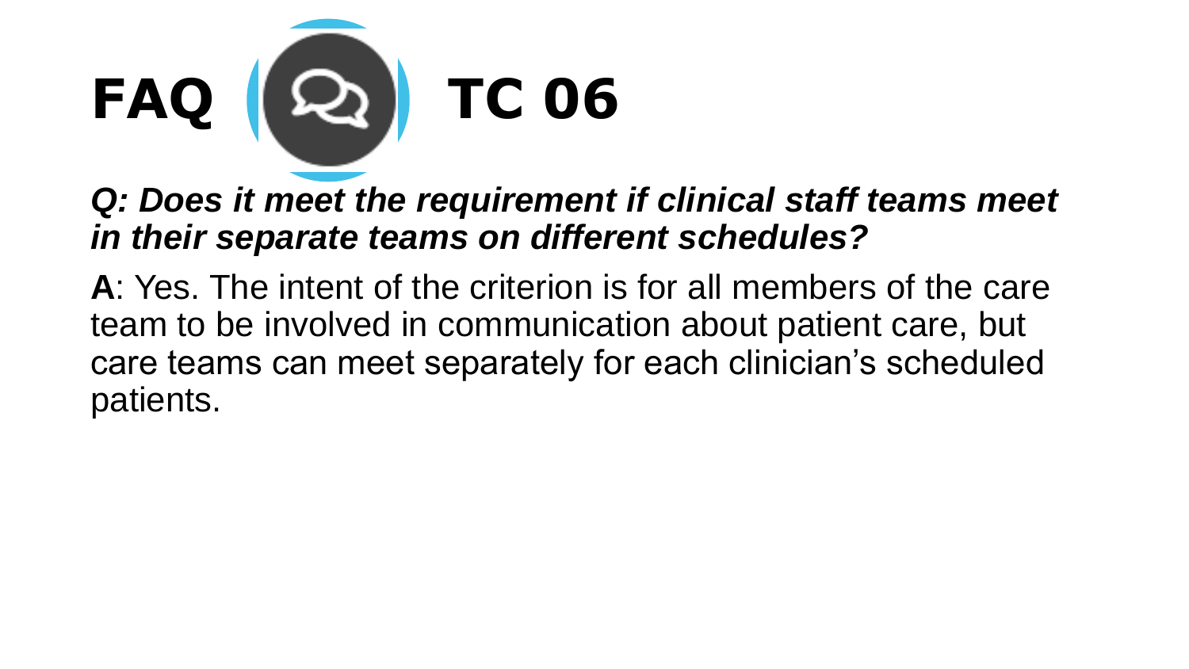# FAQ TC 06

***Q: Does it meet the requirement if clinical staff teams meet in their separate teams on different schedules?***

**A**: Yes. The intent of the criterion is for all members of the care team to be involved in communication about patient care, but care teams can meet separately for each clinician's scheduled patients.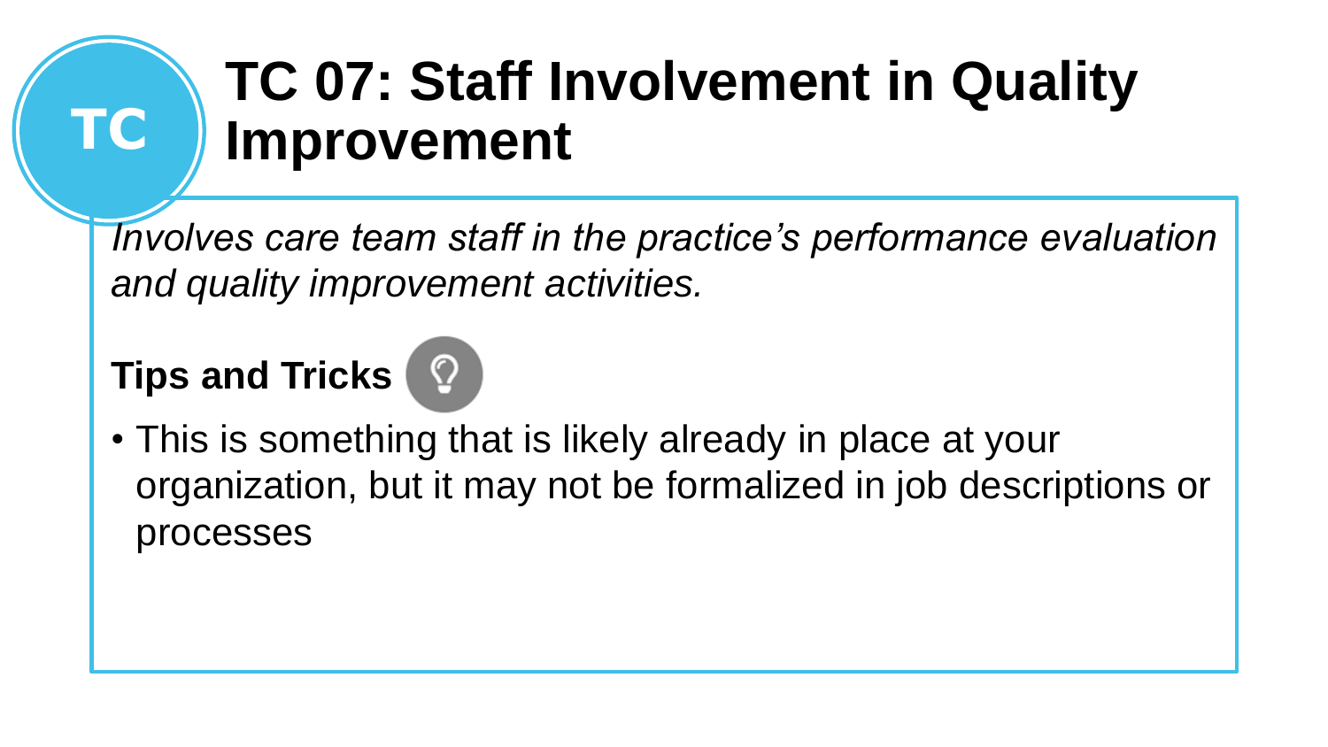# TC 07: Staff Involvement in Quality Improvement

*Involves care team staff in the practice's performance evaluation and quality improvement activities.*

**Tips and Tricks**

- This is something that is likely already in place at your organization, but it may not be formalized in job descriptions or processes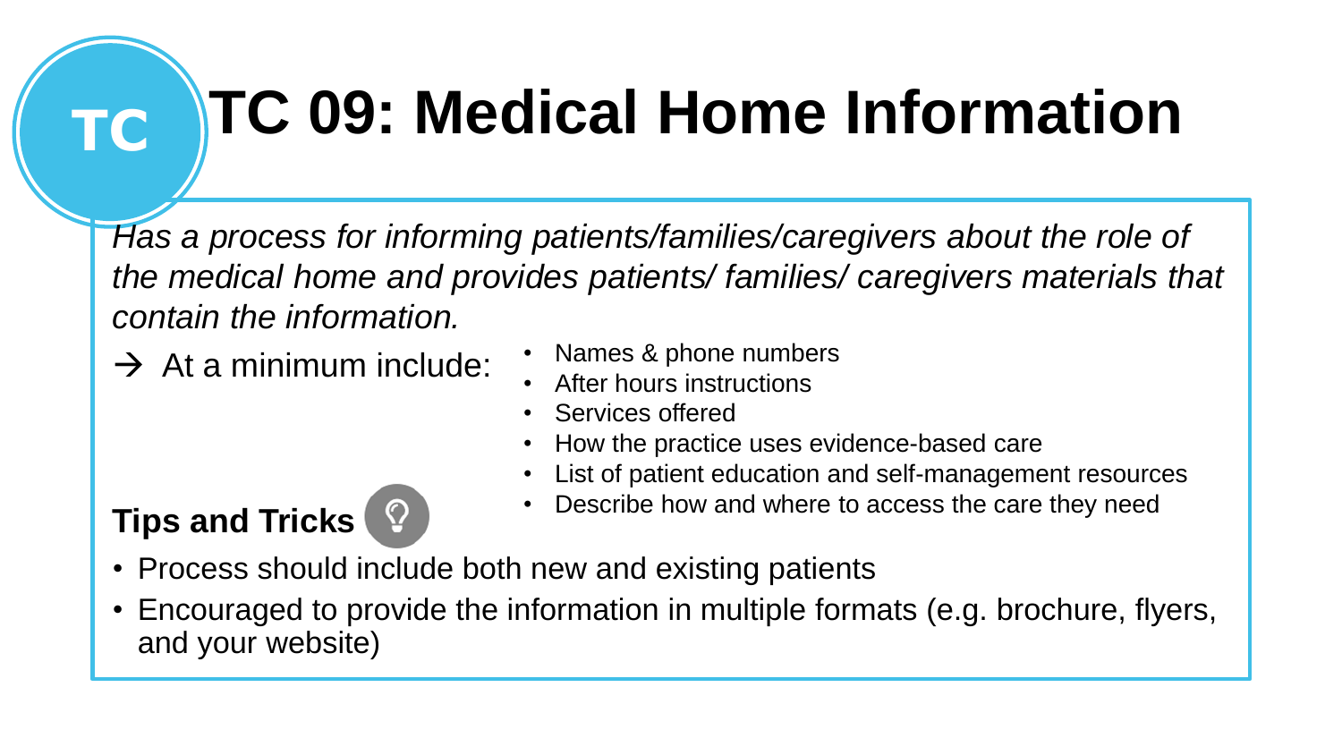# TC 09: Medical Home Information

*Has a process for informing patients/families/caregivers about the role of the medical home and provides patients/ families/ caregivers materials that contain the information.*

→ At a minimum include:

- Names & phone numbers
- After hours instructions
- Services offered
- How the practice uses evidence-based care
- List of patient education and self-management resources
- Describe how and where to access the care they need

**Tips and Tricks**

- Process should include both new and existing patients
- Encouraged to provide the information in multiple formats (e.g. brochure, flyers, and your website)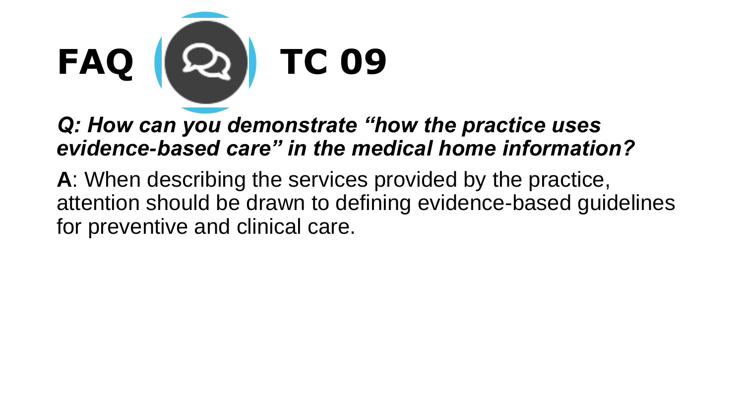# FAQ TC 09

***Q: How can you demonstrate "how the practice uses evidence-based care" in the medical home information?***

**A**: When describing the services provided by the practice, attention should be drawn to defining evidence-based guidelines for preventive and clinical care.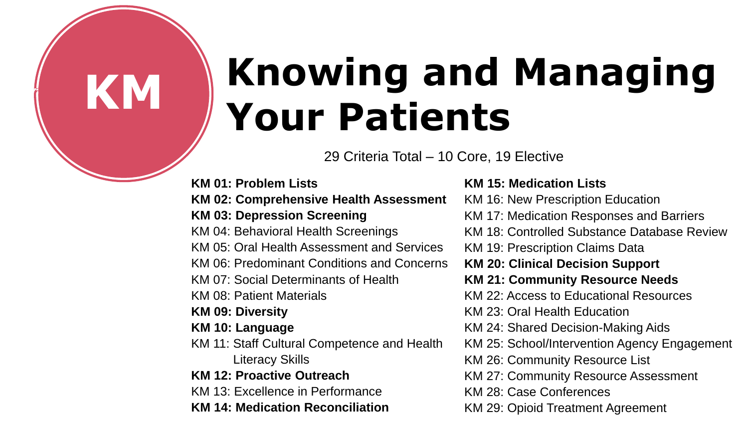# KM Knowing and Managing Your Patients

29 Criteria Total – 10 Core, 19 Elective

- **KM 01: Problem Lists**
- **KM 02: Comprehensive Health Assessment**
- **KM 03: Depression Screening**
- KM 04: Behavioral Health Screenings
- KM 05: Oral Health Assessment and Services
- KM 06: Predominant Conditions and Concerns
- KM 07: Social Determinants of Health
- KM 08: Patient Materials
- **KM 09: Diversity**
- **KM 10: Language**
- KM 11: Staff Cultural Competence and Health Literacy Skills
- **KM 12: Proactive Outreach**
- KM 13: Excellence in Performance
- **KM 14: Medication Reconciliation**
- **KM 15: Medication Lists**
- KM 16: New Prescription Education
- KM 17: Medication Responses and Barriers
- KM 18: Controlled Substance Database Review
- KM 19: Prescription Claims Data
- **KM 20: Clinical Decision Support**
- **KM 21: Community Resource Needs**
- KM 22: Access to Educational Resources
- KM 23: Oral Health Education
- KM 24: Shared Decision-Making Aids
- KM 25: School/Intervention Agency Engagement
- KM 26: Community Resource List
- KM 27: Community Resource Assessment
- KM 28: Case Conferences
- KM 29: Opioid Treatment Agreement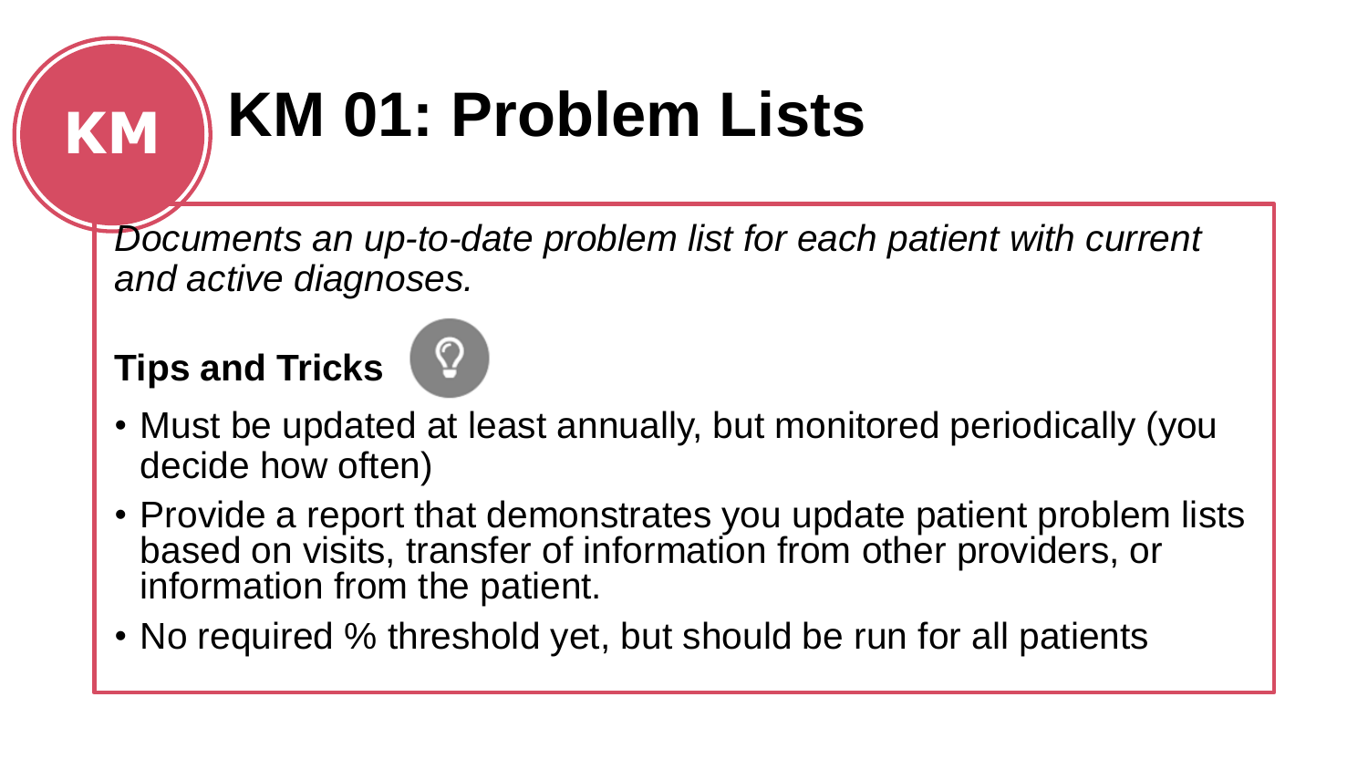# KM 01: Problem Lists

*Documents an up-to-date problem list for each patient with current and active diagnoses.*

**Tips and Tricks**

- Must be updated at least annually, but monitored periodically (you decide how often)
- Provide a report that demonstrates you update patient problem lists based on visits, transfer of information from other providers, or information from the patient.
- No required % threshold yet, but should be run for all patients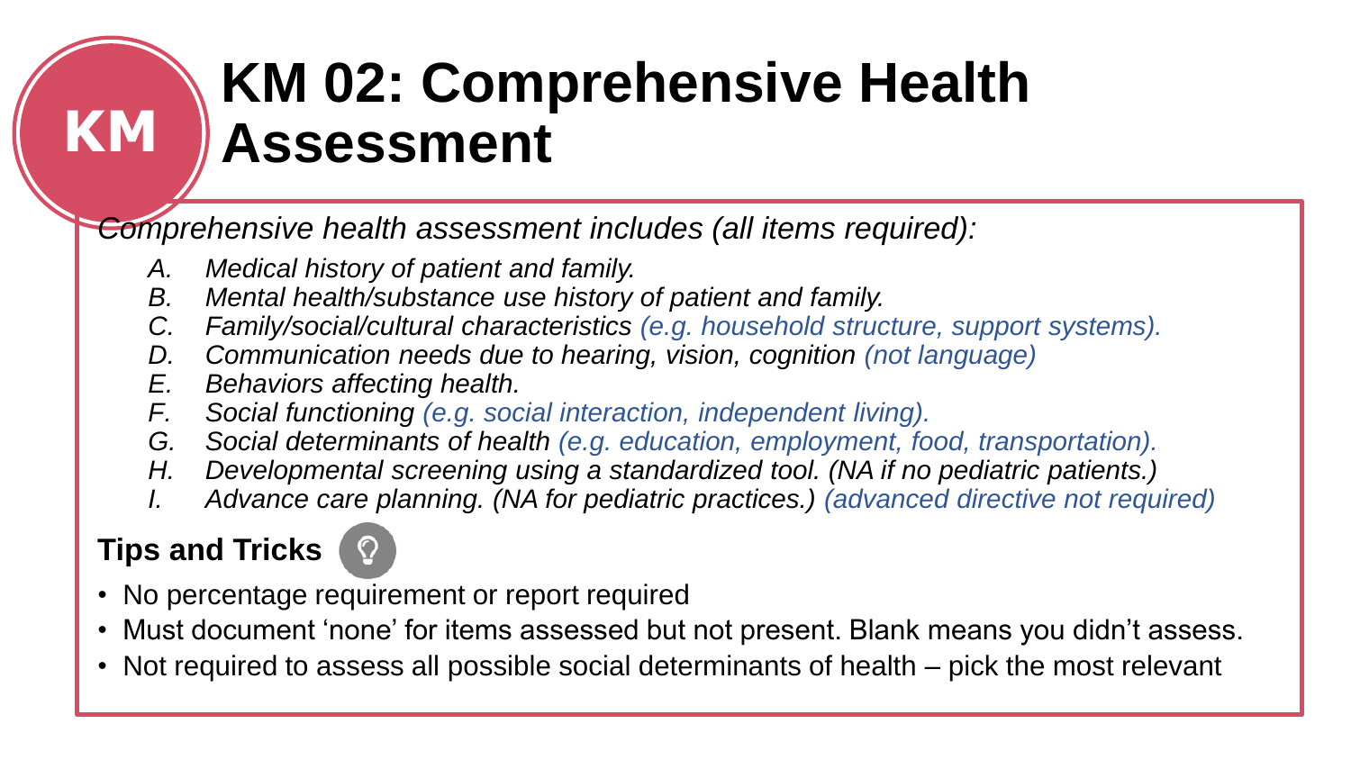# KM 02: Comprehensive Health Assessment

*Comprehensive health assessment includes (all items required):*

A. *Medical history of patient and family.*
B. *Mental health/substance use history of patient and family.*
C. *Family/social/cultural characteristics (e.g. household structure, support systems).*
D. *Communication needs due to hearing, vision, cognition (not language)*
E. *Behaviors affecting health.*
F. *Social functioning (e.g. social interaction, independent living).*
G. *Social determinants of health (e.g. education, employment, food, transportation).*
H. *Developmental screening using a standardized tool. (NA if no pediatric patients.)*
I. *Advance care planning. (NA for pediatric practices.) (advanced directive not required)*

**Tips and Tricks**

- No percentage requirement or report required
- Must document 'none' for items assessed but not present. Blank means you didn't assess.
- Not required to assess all possible social determinants of health – pick the most relevant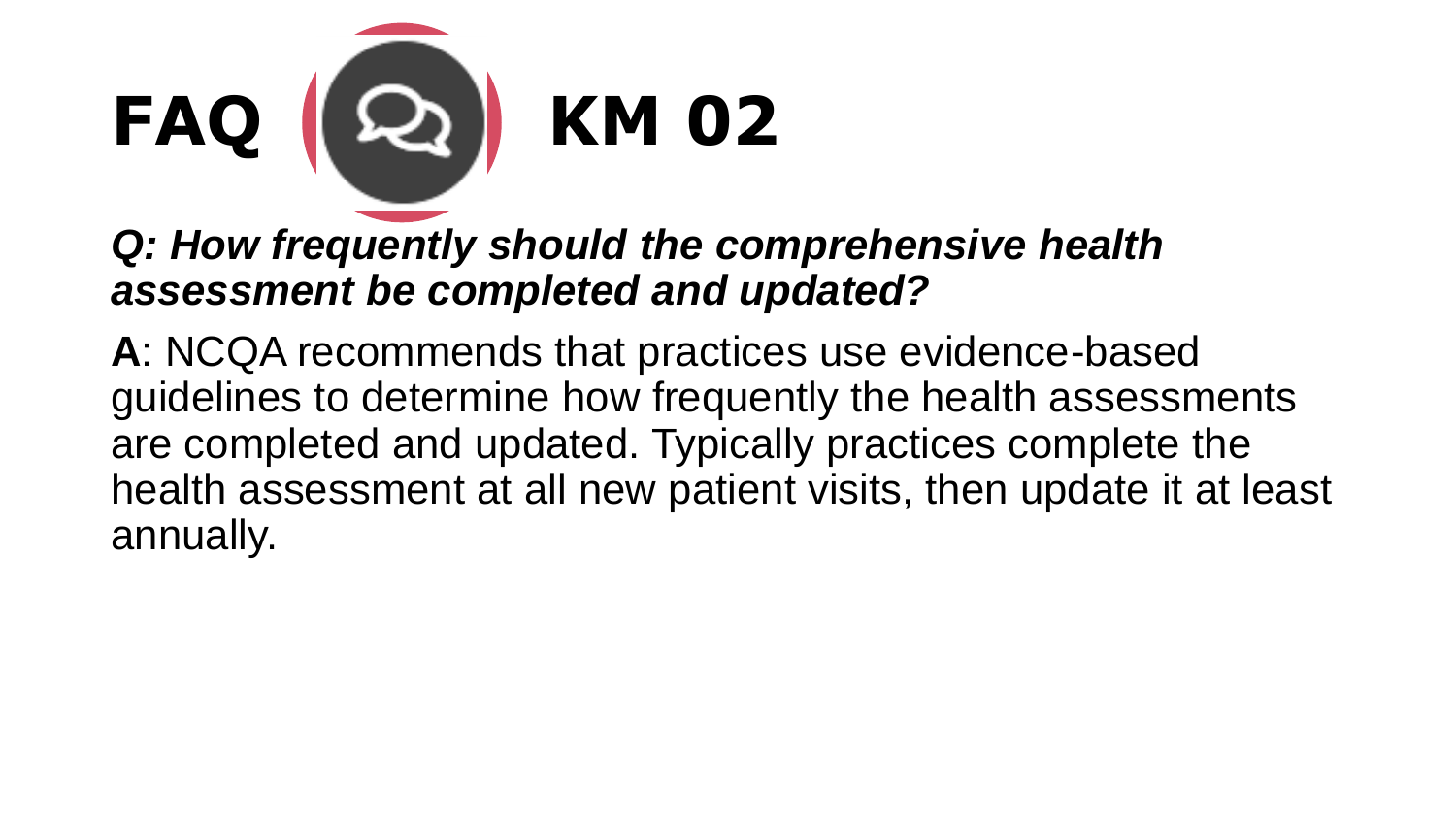# FAQ KM 02

***Q: How frequently should the comprehensive health assessment be completed and updated?***

**A**: NCQA recommends that practices use evidence-based guidelines to determine how frequently the health assessments are completed and updated. Typically practices complete the health assessment at all new patient visits, then update it at least annually.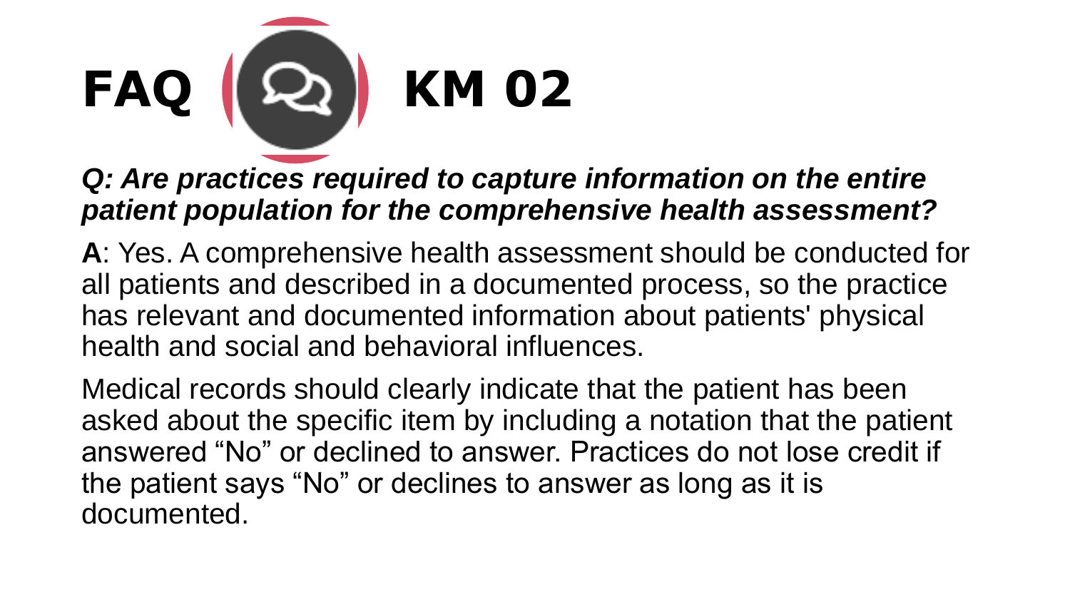# FAQ KM 02

***Q: Are practices required to capture information on the entire patient population for the comprehensive health assessment?***

**A**: Yes. A comprehensive health assessment should be conducted for all patients and described in a documented process, so the practice has relevant and documented information about patients' physical health and social and behavioral influences.

Medical records should clearly indicate that the patient has been asked about the specific item by including a notation that the patient answered “No” or declined to answer. Practices do not lose credit if the patient says “No” or declines to answer as long as it is documented.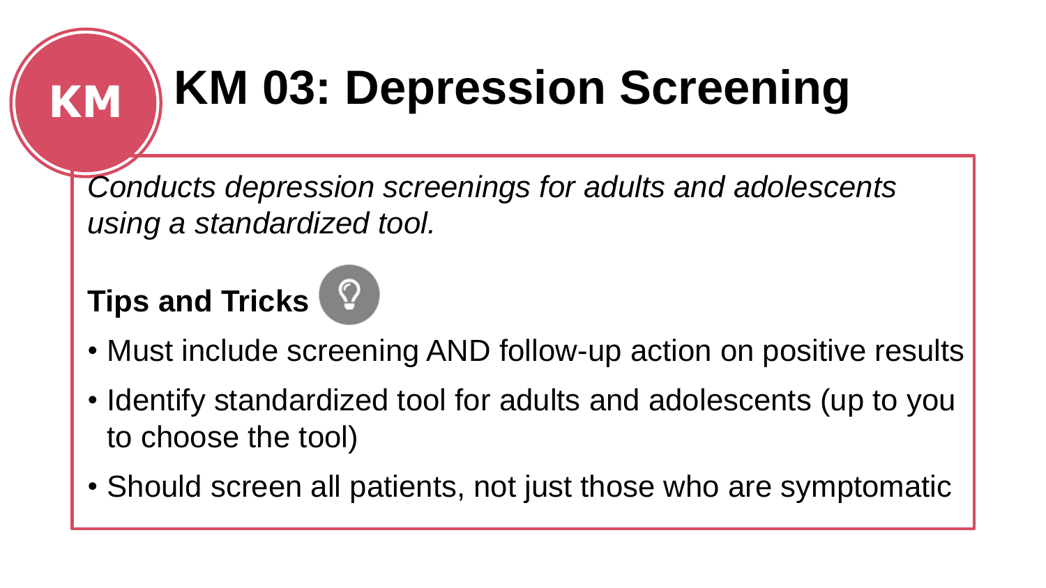# KM 03: Depression Screening

*Conducts depression screenings for adults and adolescents using a standardized tool.*

**Tips and Tricks**

- Must include screening AND follow-up action on positive results
- Identify standardized tool for adults and adolescents (up to you to choose the tool)
- Should screen all patients, not just those who are symptomatic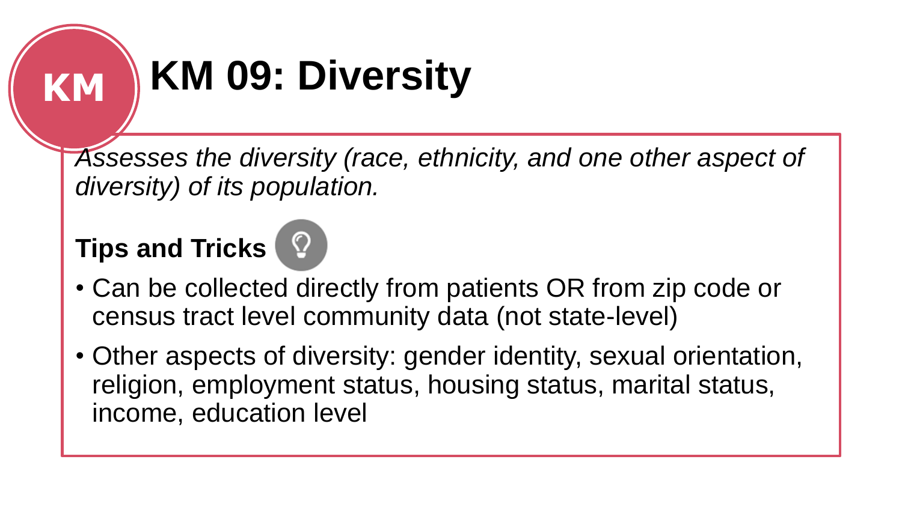# KM 09: Diversity

*Assesses the diversity (race, ethnicity, and one other aspect of diversity) of its population.*

**Tips and Tricks**

- Can be collected directly from patients OR from zip code or census tract level community data (not state-level)
- Other aspects of diversity: gender identity, sexual orientation, religion, employment status, housing status, marital status, income, education level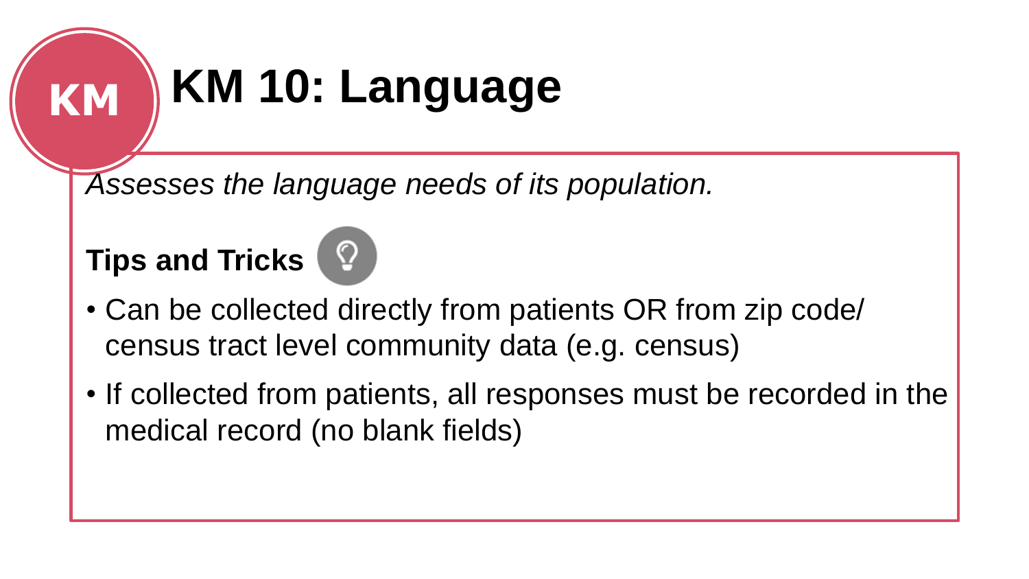# KM 10: Language

*Assesses the language needs of its population.*

**Tips and Tricks**

- Can be collected directly from patients OR from zip code/ census tract level community data (e.g. census)
- If collected from patients, all responses must be recorded in the medical record (no blank fields)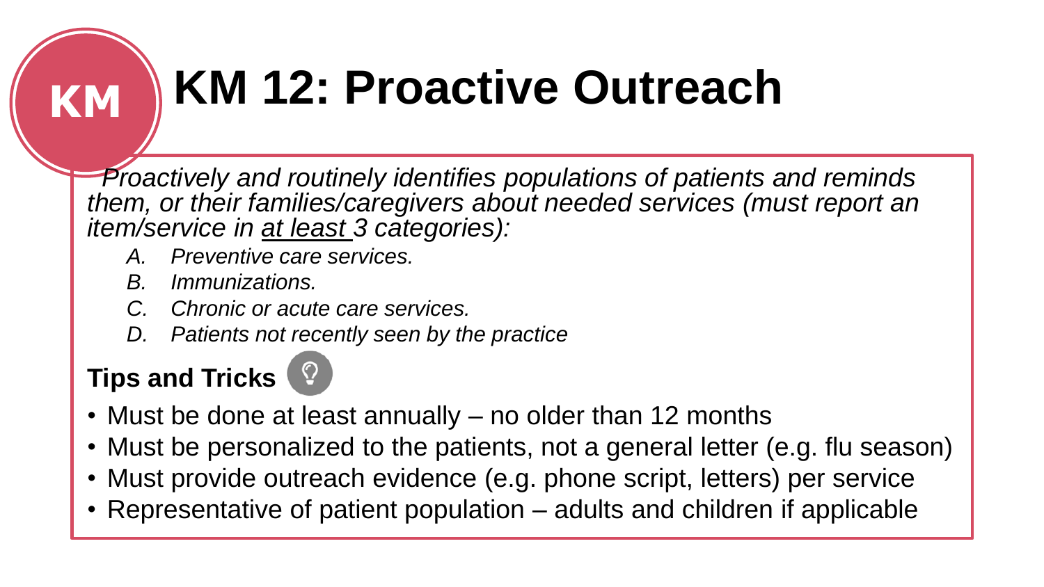# KM 12: Proactive Outreach

*Proactively and routinely identifies populations of patients and reminds them, or their families/caregivers about needed services (must report an item/service in <u>at least</u> 3 categories):*

- *A. Preventive care services.*
- *B. Immunizations.*
- *C. Chronic or acute care services.*
- *D. Patients not recently seen by the practice*

**Tips and Tricks**

- Must be done at least annually – no older than 12 months
- Must be personalized to the patients, not a general letter (e.g. flu season)
- Must provide outreach evidence (e.g. phone script, letters) per service
- Representative of patient population – adults and children if applicable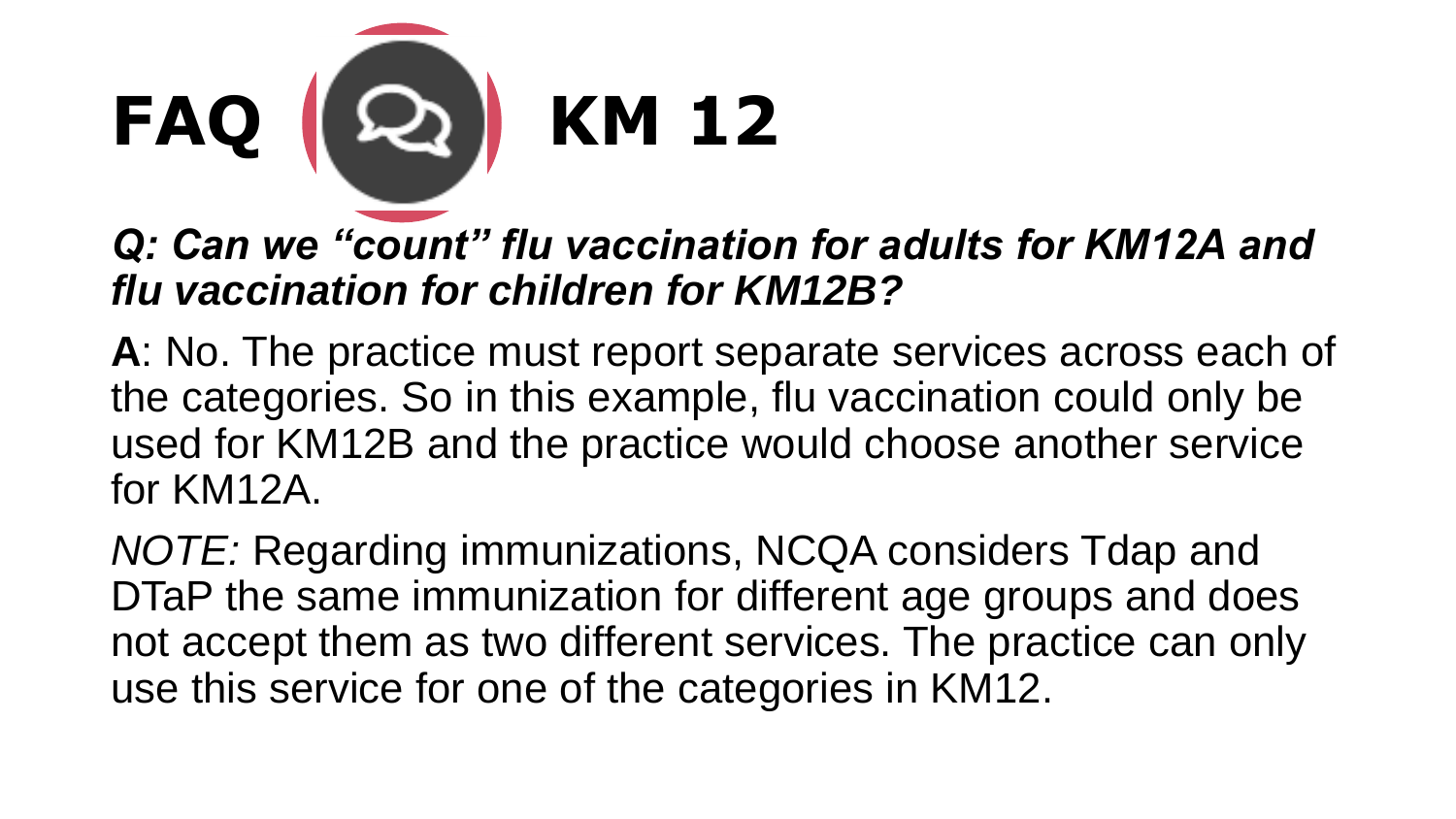# FAQ KM 12

***Q: Can we "count" flu vaccination for adults for KM12A and flu vaccination for children for KM12B?***

**A**: No. The practice must report separate services across each of the categories. So in this example, flu vaccination could only be used for KM12B and the practice would choose another service for KM12A.

*NOTE:* Regarding immunizations, NCQA considers Tdap and DTaP the same immunization for different age groups and does not accept them as two different services. The practice can only use this service for one of the categories in KM12.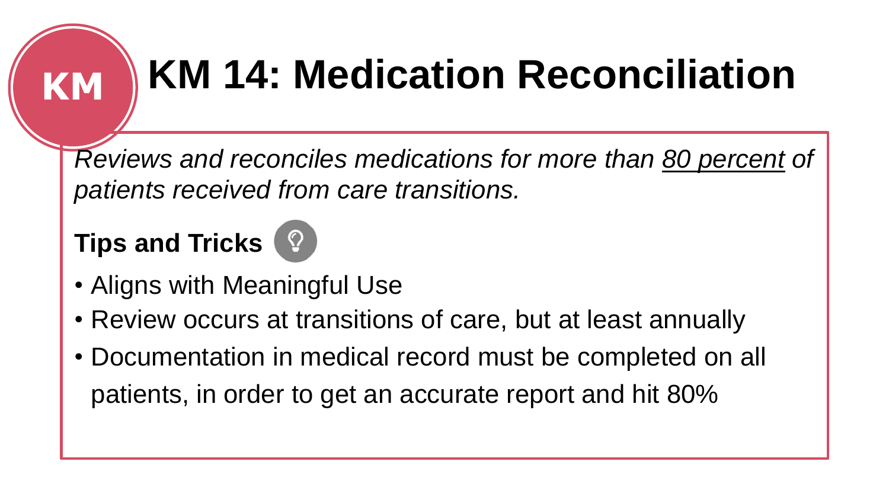# KM 14: Medication Reconciliation

*Reviews and reconciles medications for more than <u>80 percent</u> of patients received from care transitions.*

**Tips and Tricks**

- Aligns with Meaningful Use
- Review occurs at transitions of care, but at least annually
- Documentation in medical record must be completed on all patients, in order to get an accurate report and hit 80%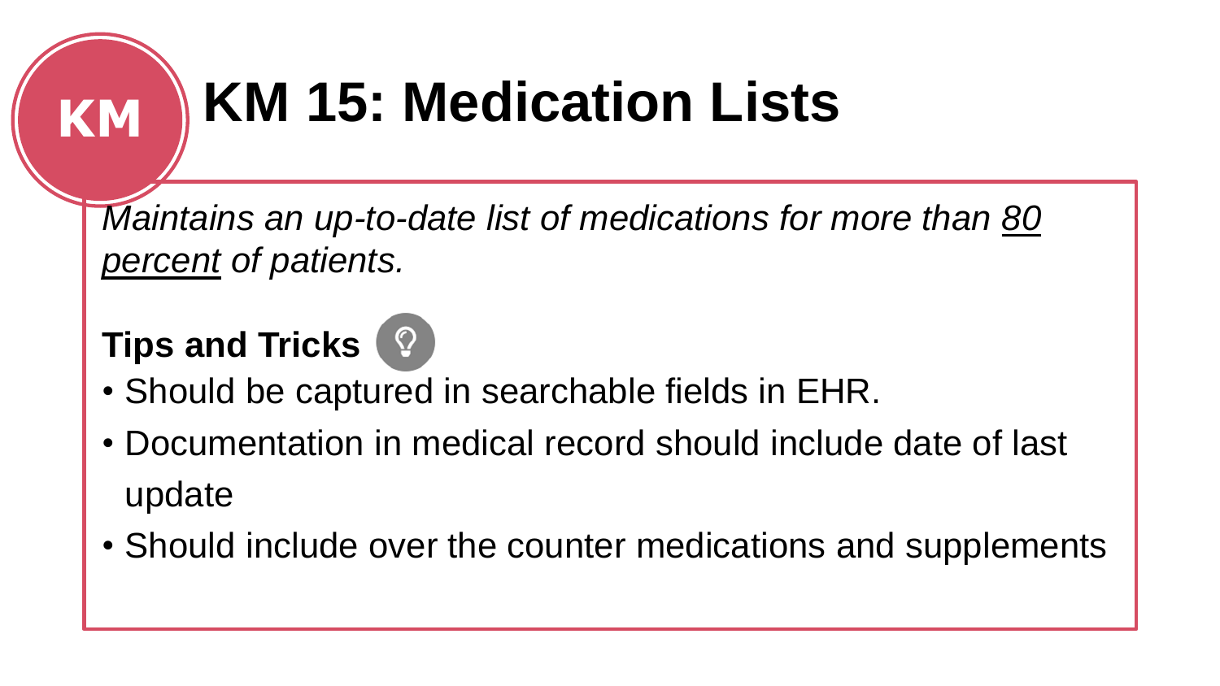# KM 15: Medication Lists

*Maintains an up-to-date list of medications for more than 80 percent of patients.*

**Tips and Tricks**

- Should be captured in searchable fields in EHR.
- Documentation in medical record should include date of last update
- Should include over the counter medications and supplements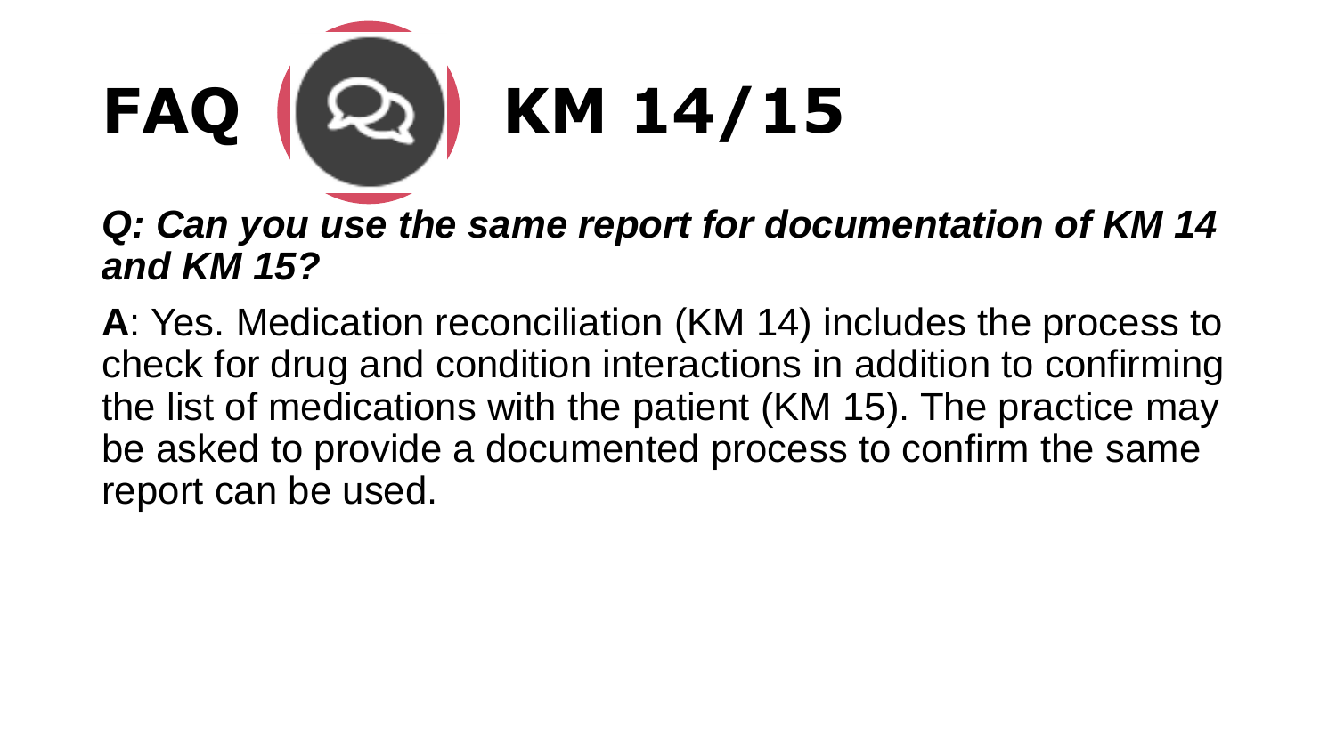# FAQ KM 14/15

***Q: Can you use the same report for documentation of KM 14 and KM 15?***

**A**: Yes. Medication reconciliation (KM 14) includes the process to check for drug and condition interactions in addition to confirming the list of medications with the patient (KM 15). The practice may be asked to provide a documented process to confirm the same report can be used.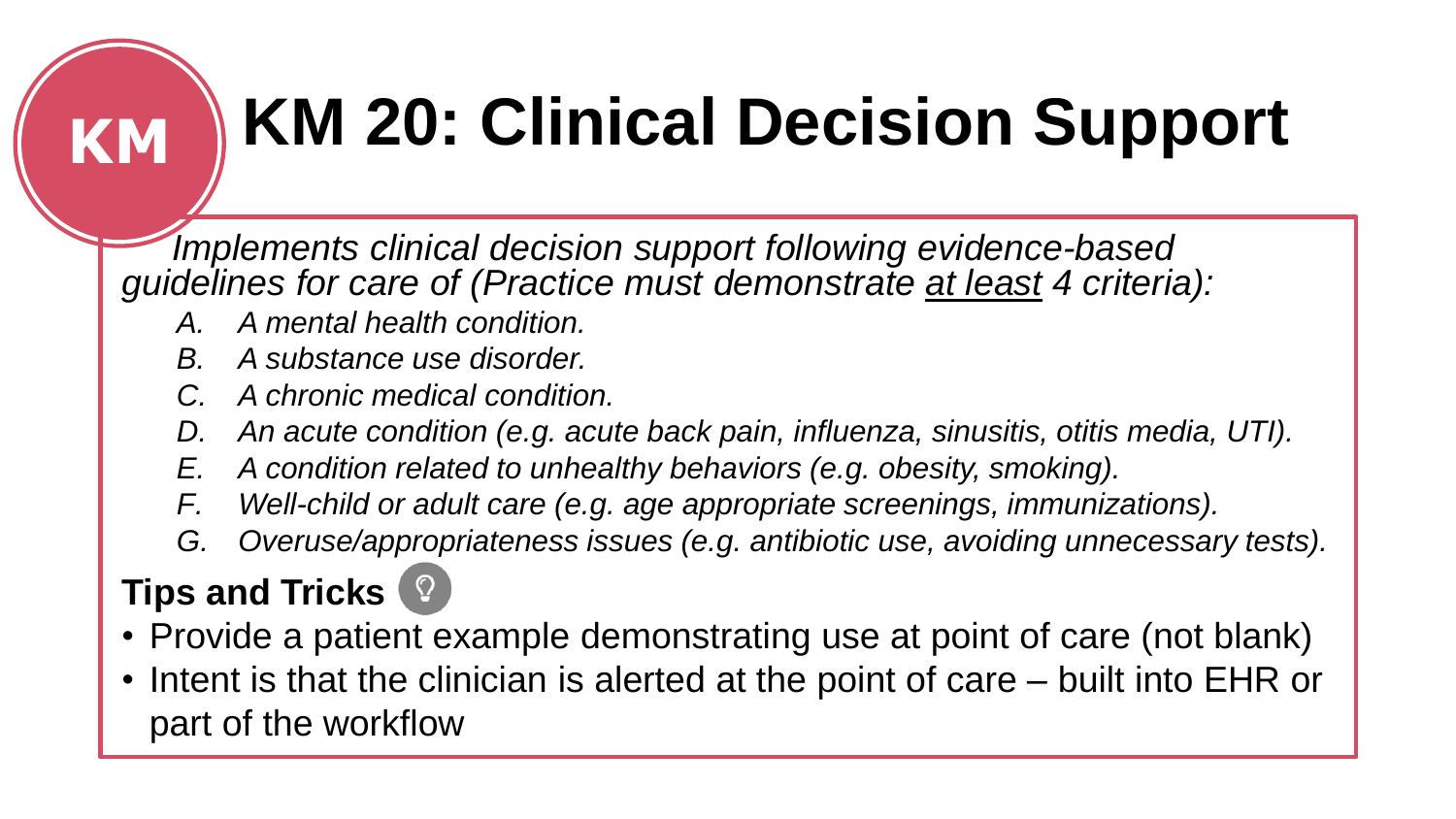# KM 20: Clinical Decision Support

*Implements clinical decision support following evidence-based guidelines for care of (Practice must demonstrate <u>at least</u> 4 criteria):*

- *A. A mental health condition.*
- *B. A substance use disorder.*
- *C. A chronic medical condition.*
- *D. An acute condition (e.g. acute back pain, influenza, sinusitis, otitis media, UTI).*
- *E. A condition related to unhealthy behaviors (e.g. obesity, smoking).*
- *F. Well-child or adult care (e.g. age appropriate screenings, immunizations).*
- *G. Overuse/appropriateness issues (e.g. antibiotic use, avoiding unnecessary tests).*

## Tips and Tricks

- Provide a patient example demonstrating use at point of care (not blank)
- Intent is that the clinician is alerted at the point of care – built into EHR or part of the workflow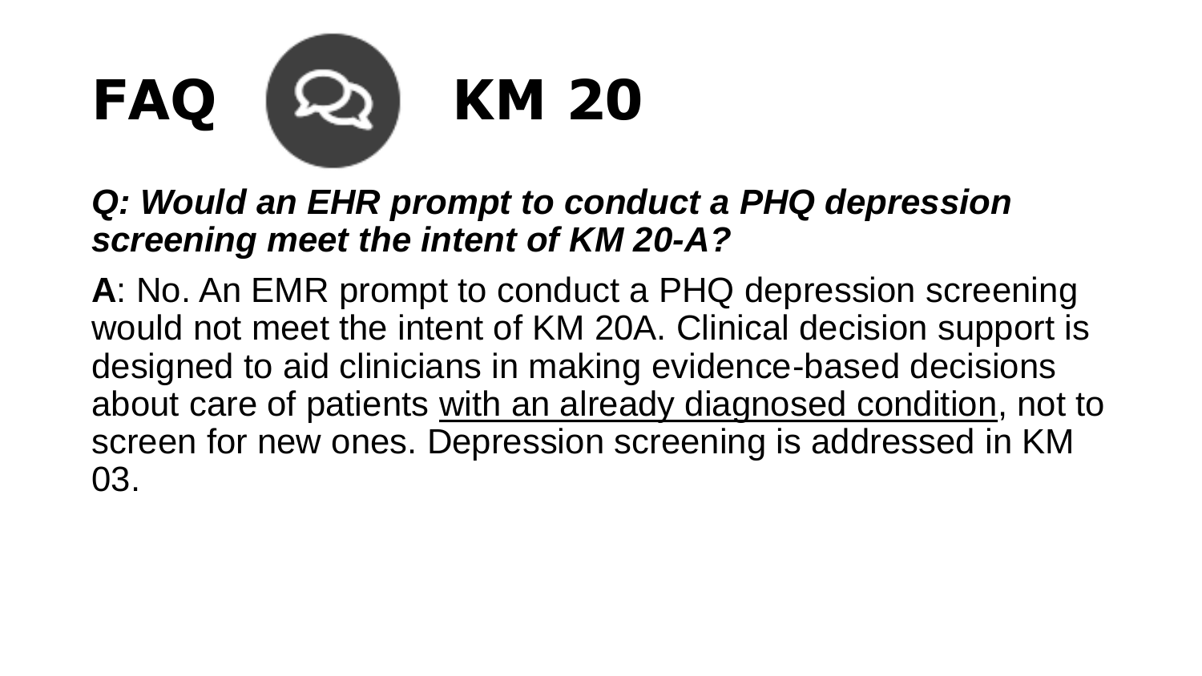# FAQ KM 20

***Q: Would an EHR prompt to conduct a PHQ depression screening meet the intent of KM 20-A?***

**A**: No. An EMR prompt to conduct a PHQ depression screening would not meet the intent of KM 20A. Clinical decision support is designed to aid clinicians in making evidence-based decisions about care of patients <u>with an already diagnosed condition</u>, not to screen for new ones. Depression screening is addressed in KM 03.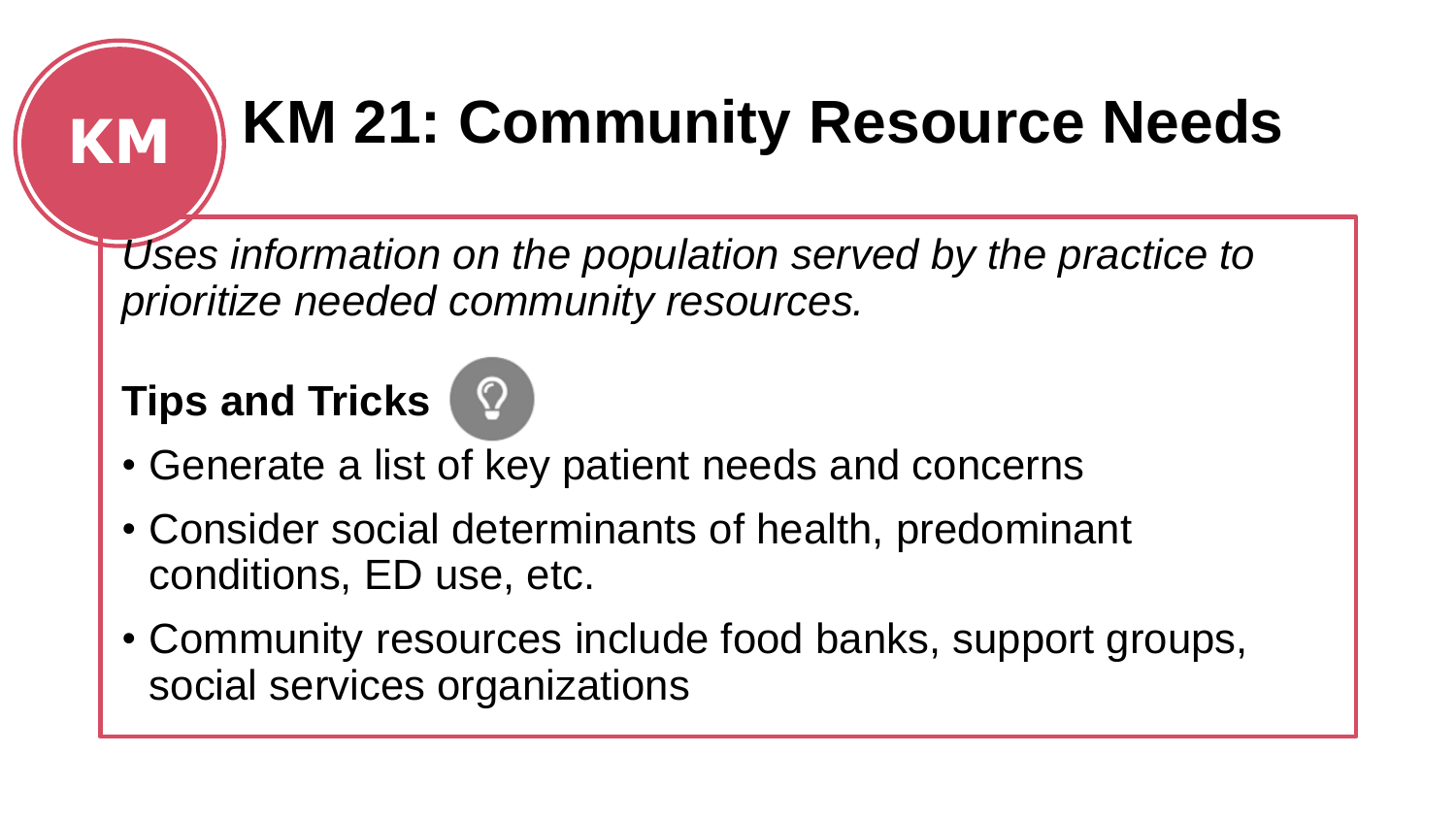# KM 21: Community Resource Needs

*Uses information on the population served by the practice to prioritize needed community resources.*

**Tips and Tricks**

- Generate a list of key patient needs and concerns
- Consider social determinants of health, predominant conditions, ED use, etc.
- Community resources include food banks, support groups, social services organizations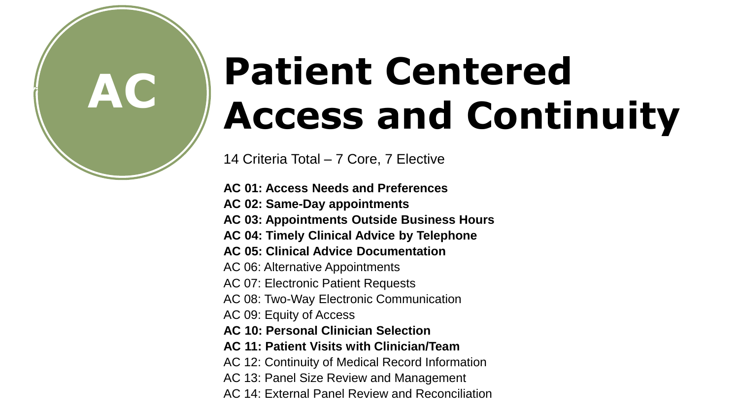# Patient Centered Access and Continuity

AC

14 Criteria Total – 7 Core, 7 Elective

**AC 01: Access Needs and Preferences**
**AC 02: Same-Day appointments**
**AC 03: Appointments Outside Business Hours**
**AC 04: Timely Clinical Advice by Telephone**
**AC 05: Clinical Advice Documentation**
AC 06: Alternative Appointments
AC 07: Electronic Patient Requests
AC 08: Two-Way Electronic Communication
AC 09: Equity of Access
**AC 10: Personal Clinician Selection**
**AC 11: Patient Visits with Clinician/Team**
AC 12: Continuity of Medical Record Information
AC 13: Panel Size Review and Management
AC 14: External Panel Review and Reconciliation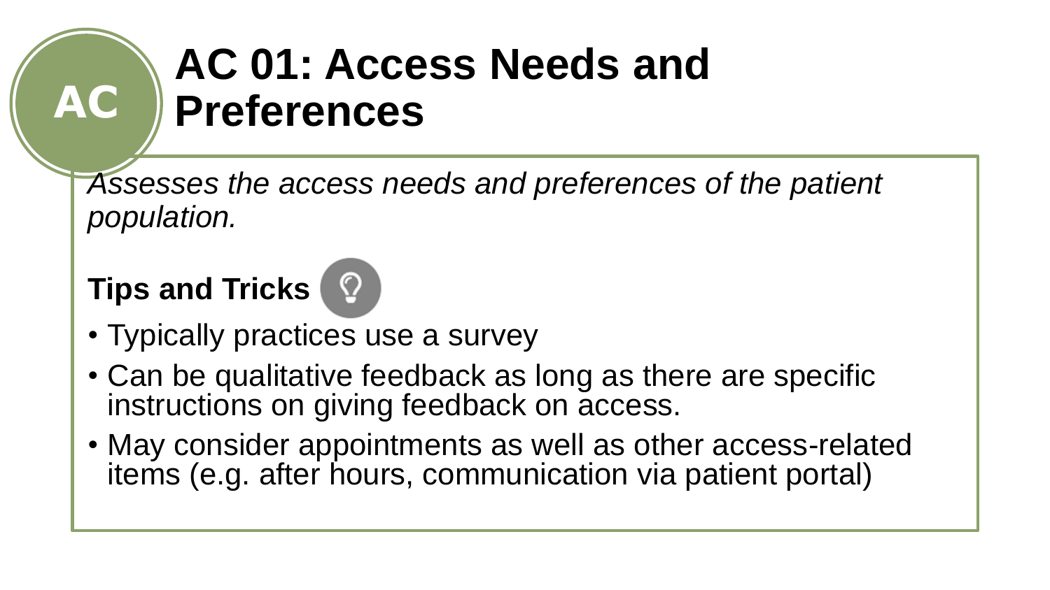# AC 01: Access Needs and Preferences

*Assesses the access needs and preferences of the patient population.*

**Tips and Tricks**

- Typically practices use a survey
- Can be qualitative feedback as long as there are specific instructions on giving feedback on access.
- May consider appointments as well as other access-related items (e.g. after hours, communication via patient portal)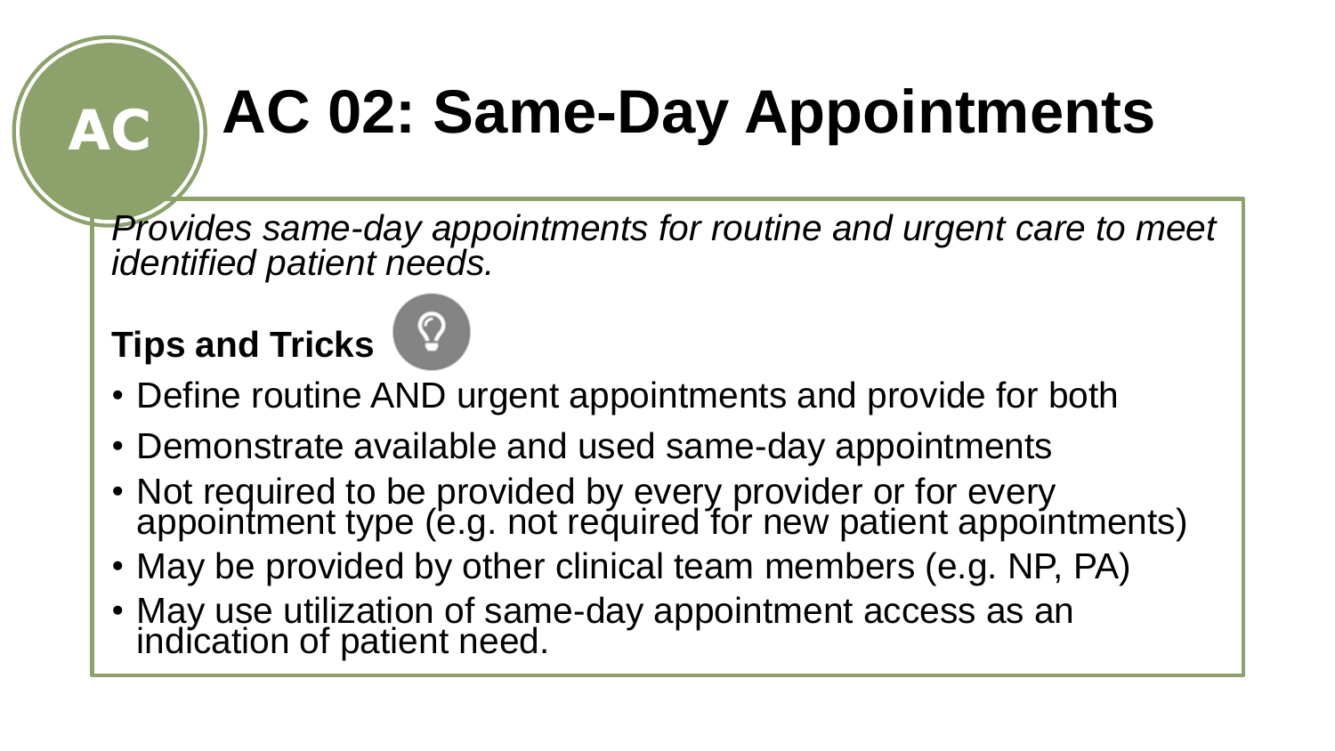# AC 02: Same-Day Appointments

*Provides same-day appointments for routine and urgent care to meet identified patient needs.*

**Tips and Tricks**

- Define routine AND urgent appointments and provide for both
- Demonstrate available and used same-day appointments
- Not required to be provided by every provider or for every appointment type (e.g. not required for new patient appointments)
- May be provided by other clinical team members (e.g. NP, PA)
- May use utilization of same-day appointment access as an indication of patient need.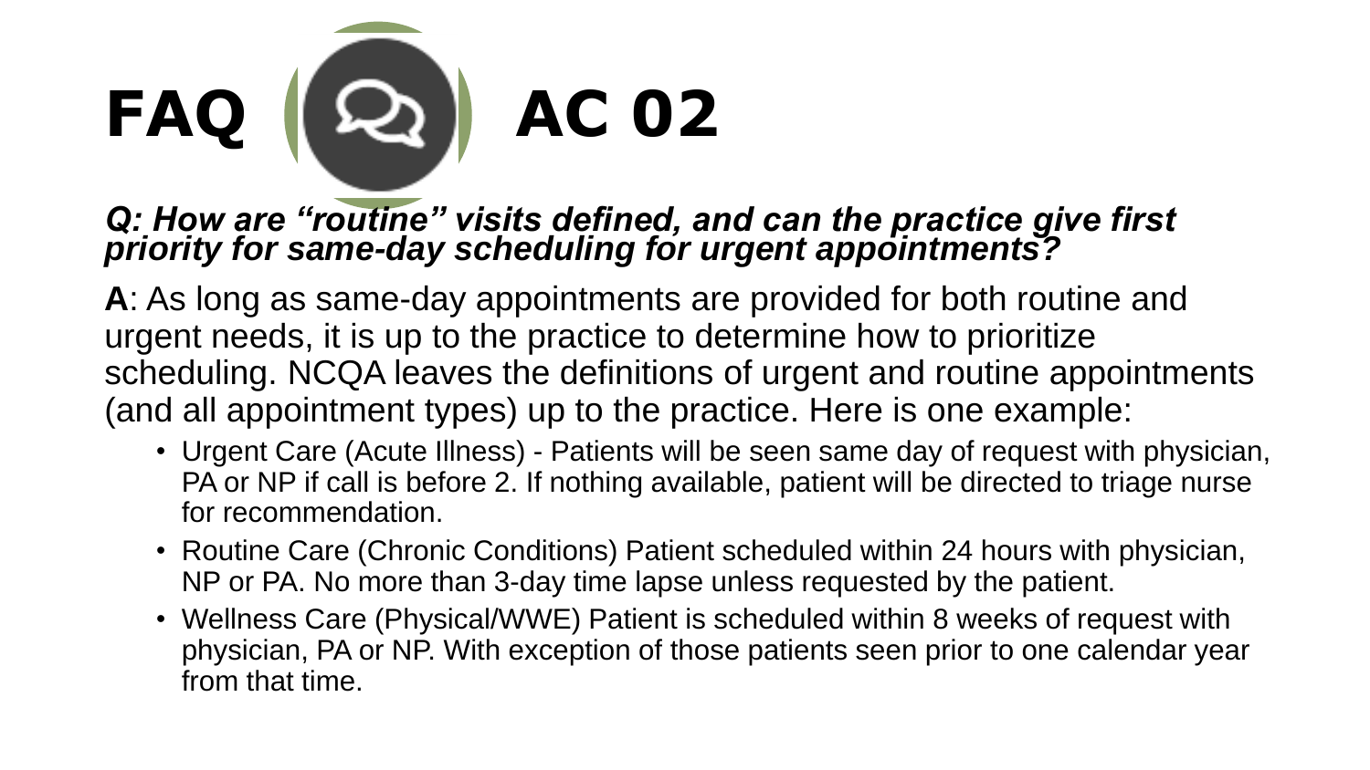# FAQ AC 02

***Q: How are "routine" visits defined, and can the practice give first priority for same-day scheduling for urgent appointments?***

**A**: As long as same-day appointments are provided for both routine and urgent needs, it is up to the practice to determine how to prioritize scheduling. NCQA leaves the definitions of urgent and routine appointments (and all appointment types) up to the practice. Here is one example:

- Urgent Care (Acute Illness) - Patients will be seen same day of request with physician, PA or NP if call is before 2. If nothing available, patient will be directed to triage nurse for recommendation.
- Routine Care (Chronic Conditions) Patient scheduled within 24 hours with physician, NP or PA. No more than 3-day time lapse unless requested by the patient.
- Wellness Care (Physical/WWE) Patient is scheduled within 8 weeks of request with physician, PA or NP. With exception of those patients seen prior to one calendar year from that time.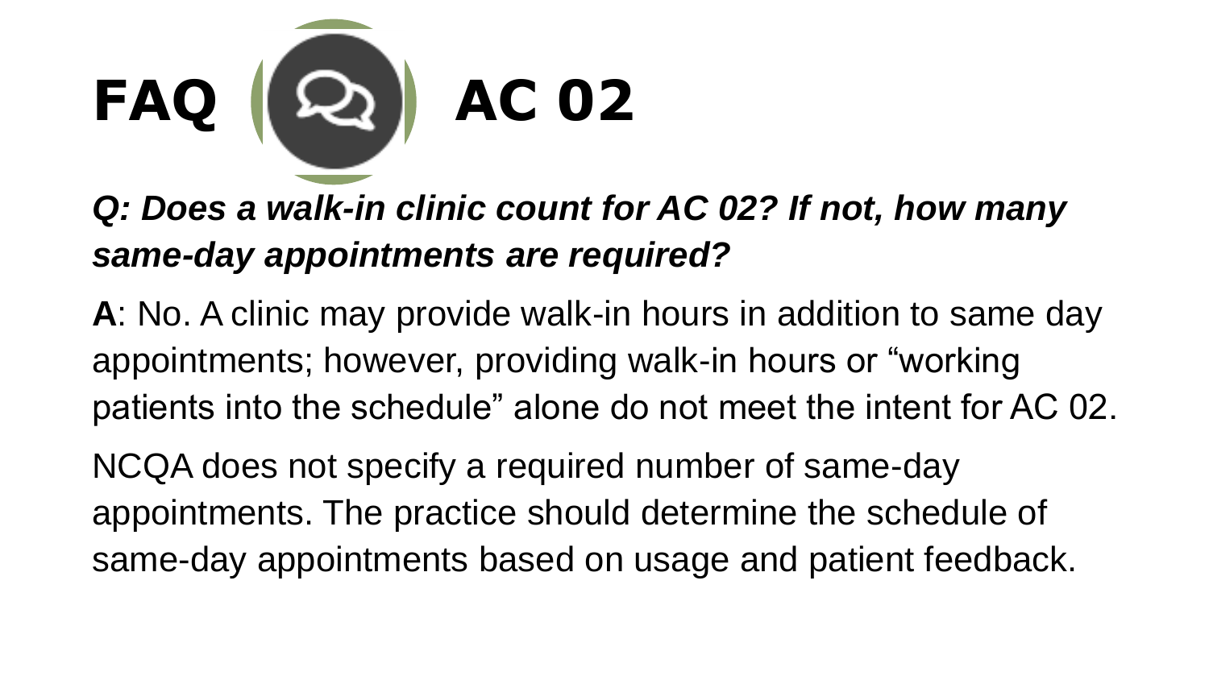# FAQ AC 02

***Q: Does a walk-in clinic count for AC 02? If not, how many same-day appointments are required?***

**A**: No. A clinic may provide walk-in hours in addition to same day appointments; however, providing walk-in hours or "working patients into the schedule" alone do not meet the intent for AC 02.

NCQA does not specify a required number of same-day appointments. The practice should determine the schedule of same-day appointments based on usage and patient feedback.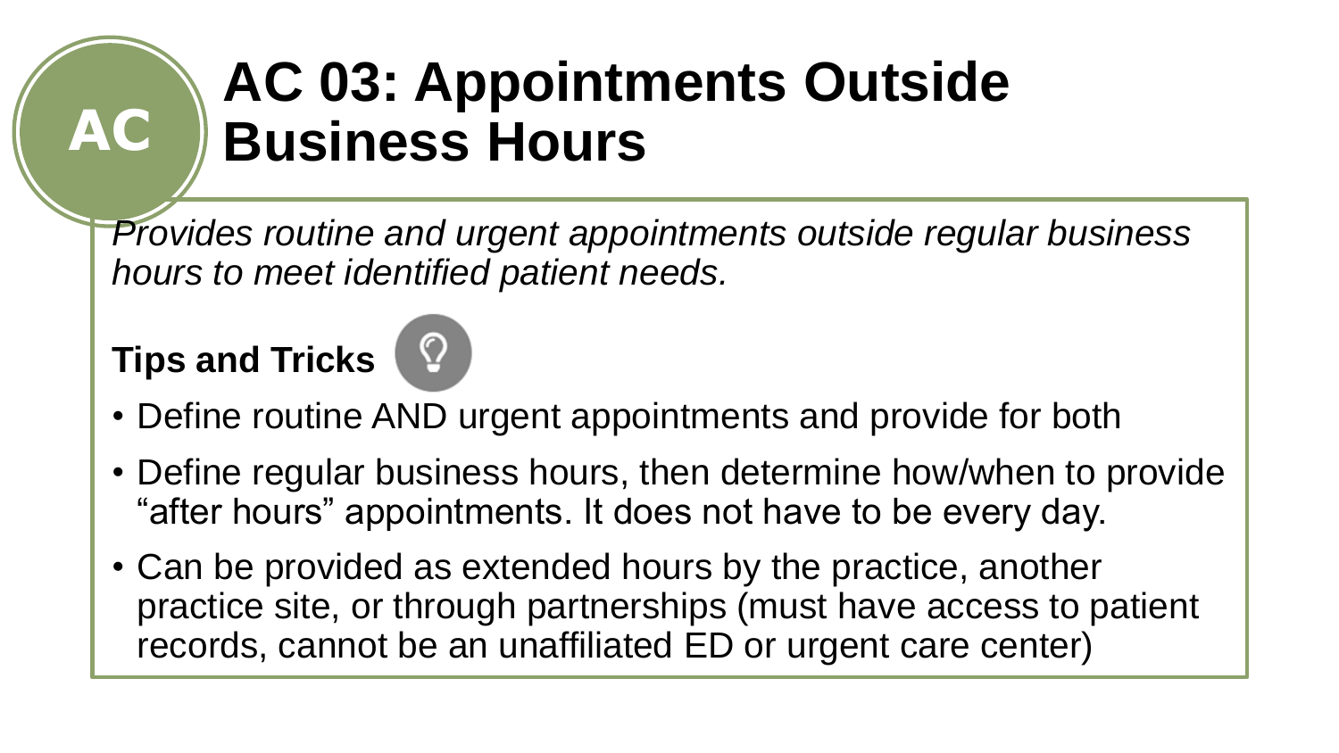# AC 03: Appointments Outside Business Hours

*Provides routine and urgent appointments outside regular business hours to meet identified patient needs.*

**Tips and Tricks**

- Define routine AND urgent appointments and provide for both
- Define regular business hours, then determine how/when to provide “after hours” appointments. It does not have to be every day.
- Can be provided as extended hours by the practice, another practice site, or through partnerships (must have access to patient records, cannot be an unaffiliated ED or urgent care center)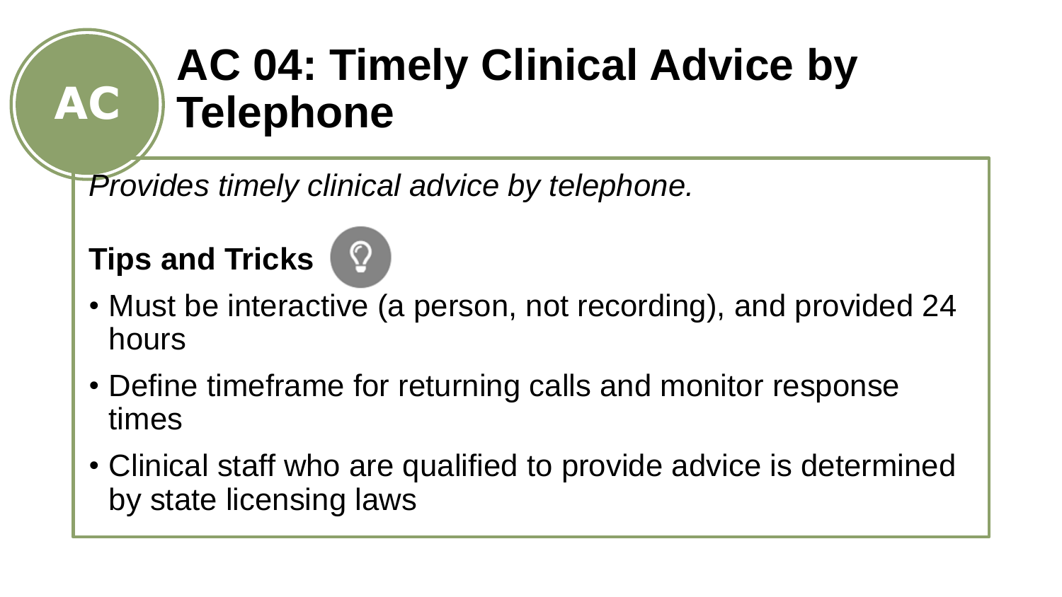# AC 04: Timely Clinical Advice by Telephone

AC

*Provides timely clinical advice by telephone.*

**Tips and Tricks**

- Must be interactive (a person, not recording), and provided 24 hours
- Define timeframe for returning calls and monitor response times
- Clinical staff who are qualified to provide advice is determined by state licensing laws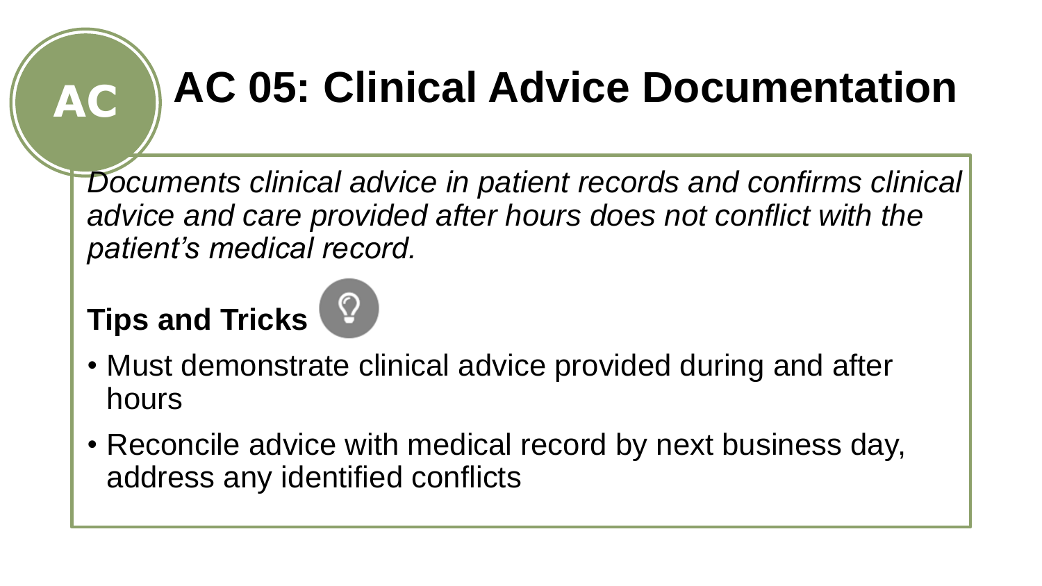# AC 05: Clinical Advice Documentation

*Documents clinical advice in patient records and confirms clinical advice and care provided after hours does not conflict with the patient's medical record.*

**Tips and Tricks**

- Must demonstrate clinical advice provided during and after hours
- Reconcile advice with medical record by next business day, address any identified conflicts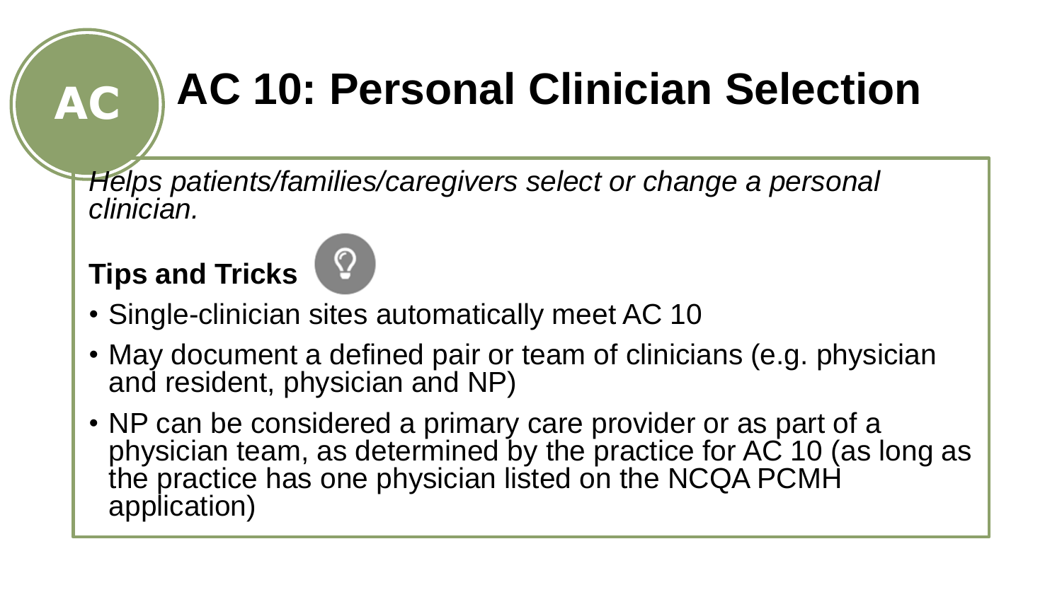# AC 10: Personal Clinician Selection

*Helps patients/families/caregivers select or change a personal clinician.*

**Tips and Tricks**

- Single-clinician sites automatically meet AC 10
- May document a defined pair or team of clinicians (e.g. physician and resident, physician and NP)
- NP can be considered a primary care provider or as part of a physician team, as determined by the practice for AC 10 (as long as the practice has one physician listed on the NCQA PCMH application)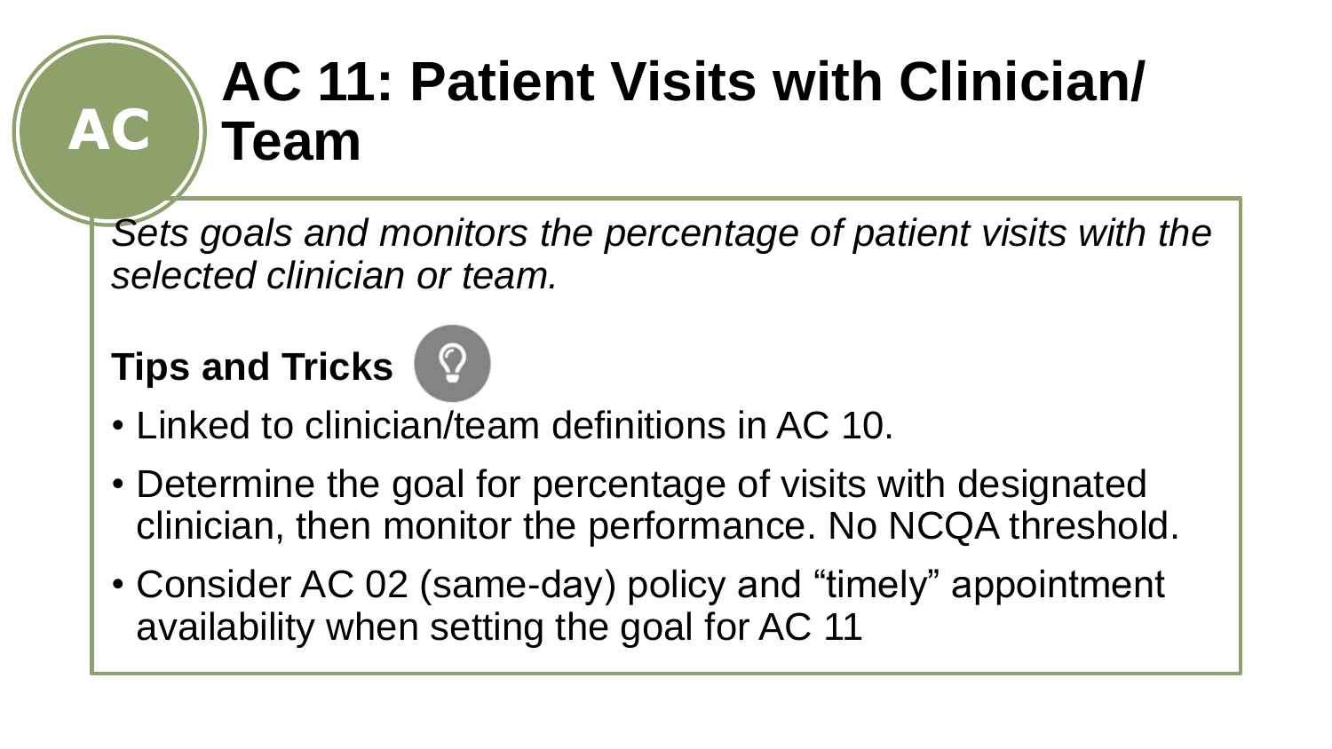# AC 11: Patient Visits with Clinician/ Team

*Sets goals and monitors the percentage of patient visits with the selected clinician or team.*

**Tips and Tricks**

- Linked to clinician/team definitions in AC 10.
- Determine the goal for percentage of visits with designated clinician, then monitor the performance. No NCQA threshold.
- Consider AC 02 (same-day) policy and “timely” appointment availability when setting the goal for AC 11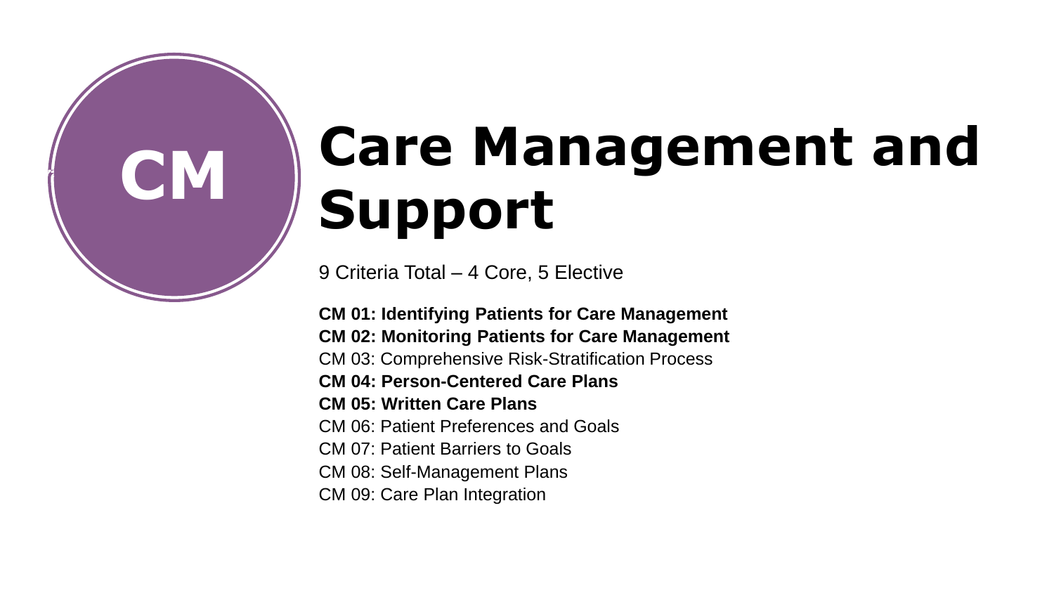CM

# Care Management and Support

9 Criteria Total – 4 Core, 5 Elective

**CM 01: Identifying Patients for Care Management**
**CM 02: Monitoring Patients for Care Management**
CM 03: Comprehensive Risk-Stratification Process
**CM 04: Person-Centered Care Plans**
**CM 05: Written Care Plans**
CM 06: Patient Preferences and Goals
CM 07: Patient Barriers to Goals
CM 08: Self-Management Plans
CM 09: Care Plan Integration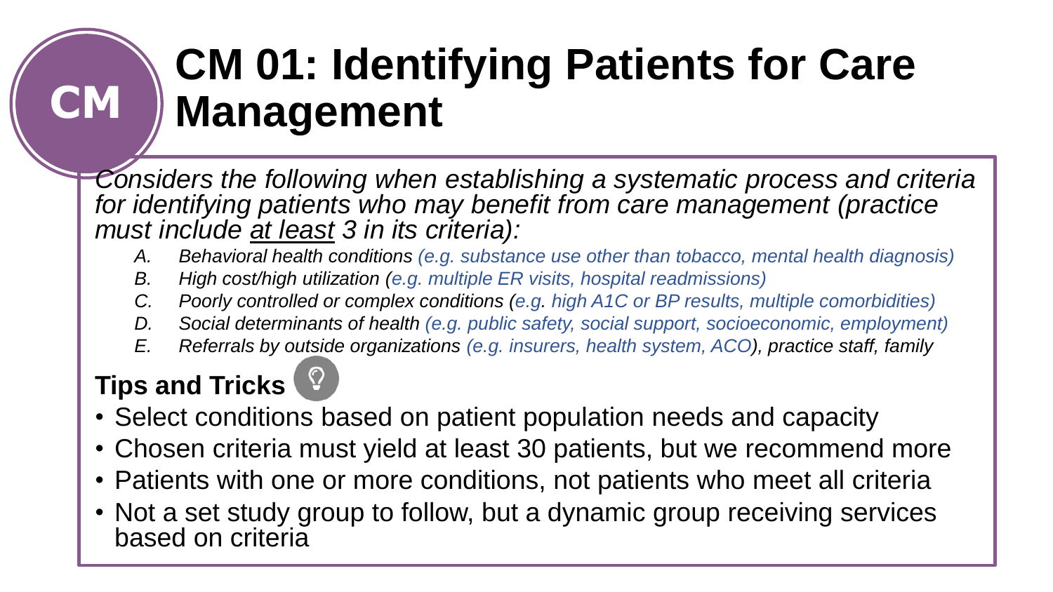# CM 01: Identifying Patients for Care Management

*Considers the following when establishing a systematic process and criteria for identifying patients who may benefit from care management (practice must include <u>at least</u> 3 in its criteria):*

- *A. Behavioral health conditions (e.g. substance use other than tobacco, mental health diagnosis)*
- *B. High cost/high utilization (e.g. multiple ER visits, hospital readmissions)*
- *C. Poorly controlled or complex conditions (e.g. high A1C or BP results, multiple comorbidities)*
- *D. Social determinants of health (e.g. public safety, social support, socioeconomic, employment)*
- *E. Referrals by outside organizations (e.g. insurers, health system, ACO), practice staff, family*

## Tips and Tricks

- Select conditions based on patient population needs and capacity
- Chosen criteria must yield at least 30 patients, but we recommend more
- Patients with one or more conditions, not patients who meet all criteria
- Not a set study group to follow, but a dynamic group receiving services based on criteria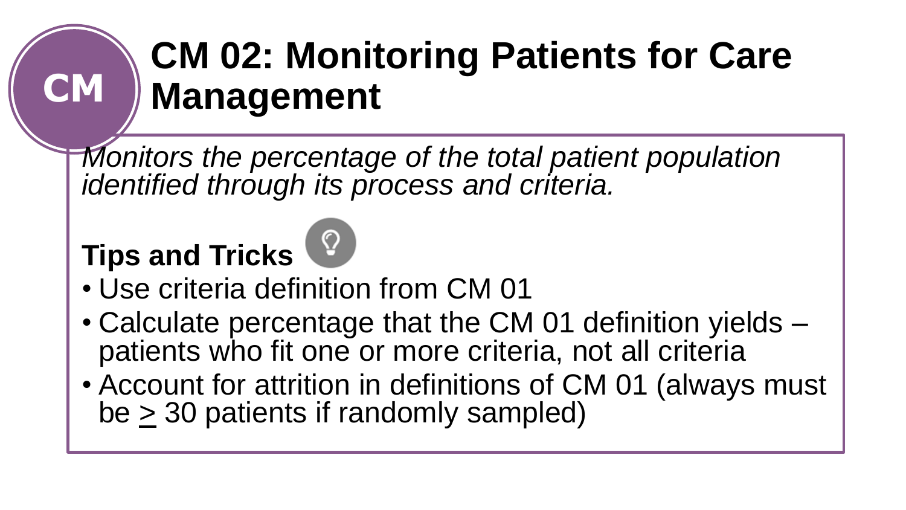# CM 02: Monitoring Patients for Care Management

*Monitors the percentage of the total patient population identified through its process and criteria.*

**Tips and Tricks**

- Use criteria definition from CM 01
- Calculate percentage that the CM 01 definition yields – patients who fit one or more criteria, not all criteria
- Account for attrition in definitions of CM 01 (always must be ≥ 30 patients if randomly sampled)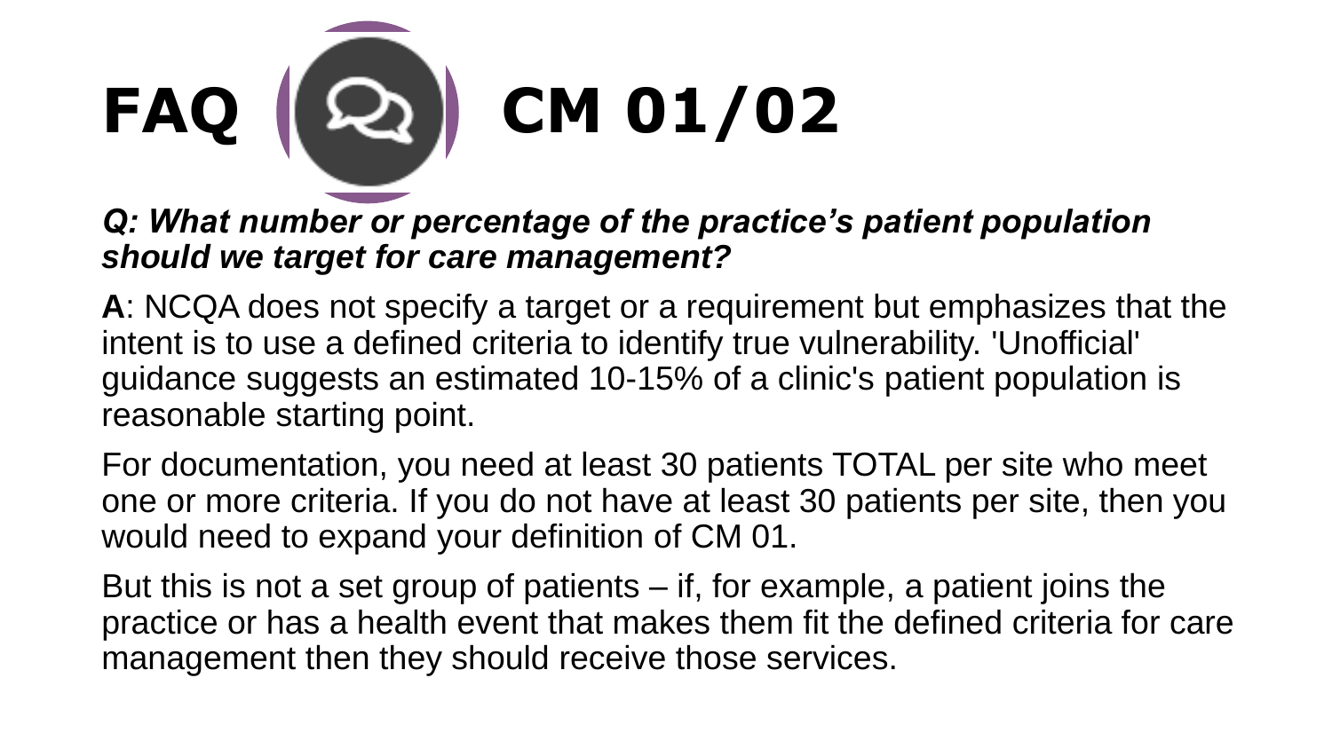# FAQ CM 01/02

***Q: What number or percentage of the practice's patient population should we target for care management?***

**A**: NCQA does not specify a target or a requirement but emphasizes that the intent is to use a defined criteria to identify true vulnerability. 'Unofficial' guidance suggests an estimated 10-15% of a clinic's patient population is reasonable starting point.

For documentation, you need at least 30 patients TOTAL per site who meet one or more criteria. If you do not have at least 30 patients per site, then you would need to expand your definition of CM 01.

But this is not a set group of patients – if, for example, a patient joins the practice or has a health event that makes them fit the defined criteria for care management then they should receive those services.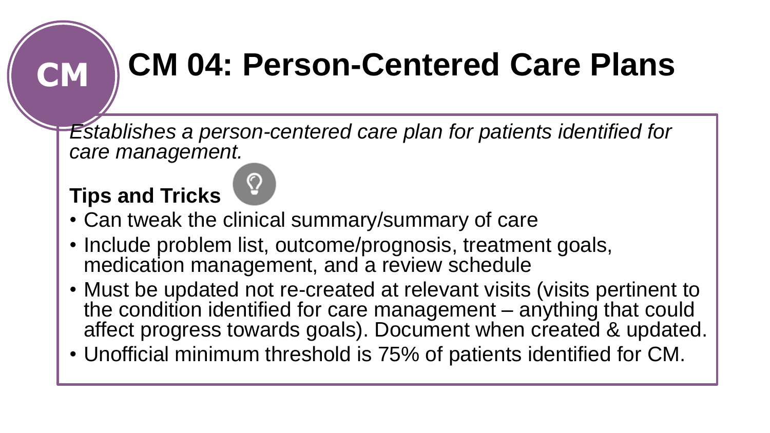# CM 04: Person-Centered Care Plans

*Establishes a person-centered care plan for patients identified for care management.*

**Tips and Tricks**

- Can tweak the clinical summary/summary of care
- Include problem list, outcome/prognosis, treatment goals, medication management, and a review schedule
- Must be updated not re-created at relevant visits (visits pertinent to the condition identified for care management – anything that could affect progress towards goals). Document when created & updated.
- Unofficial minimum threshold is 75% of patients identified for CM.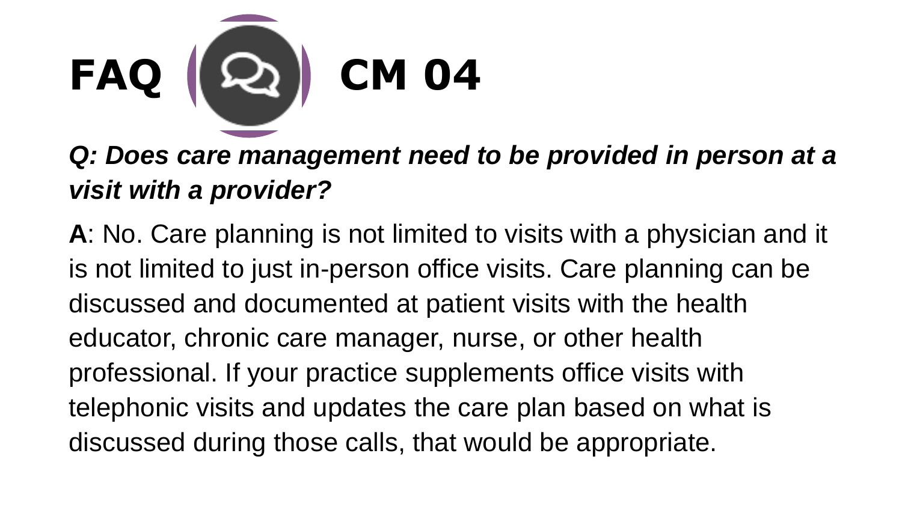# FAQ CM 04

***Q: Does care management need to be provided in person at a visit with a provider?***

**A**: No. Care planning is not limited to visits with a physician and it is not limited to just in-person office visits. Care planning can be discussed and documented at patient visits with the health educator, chronic care manager, nurse, or other health professional. If your practice supplements office visits with telephonic visits and updates the care plan based on what is discussed during those calls, that would be appropriate.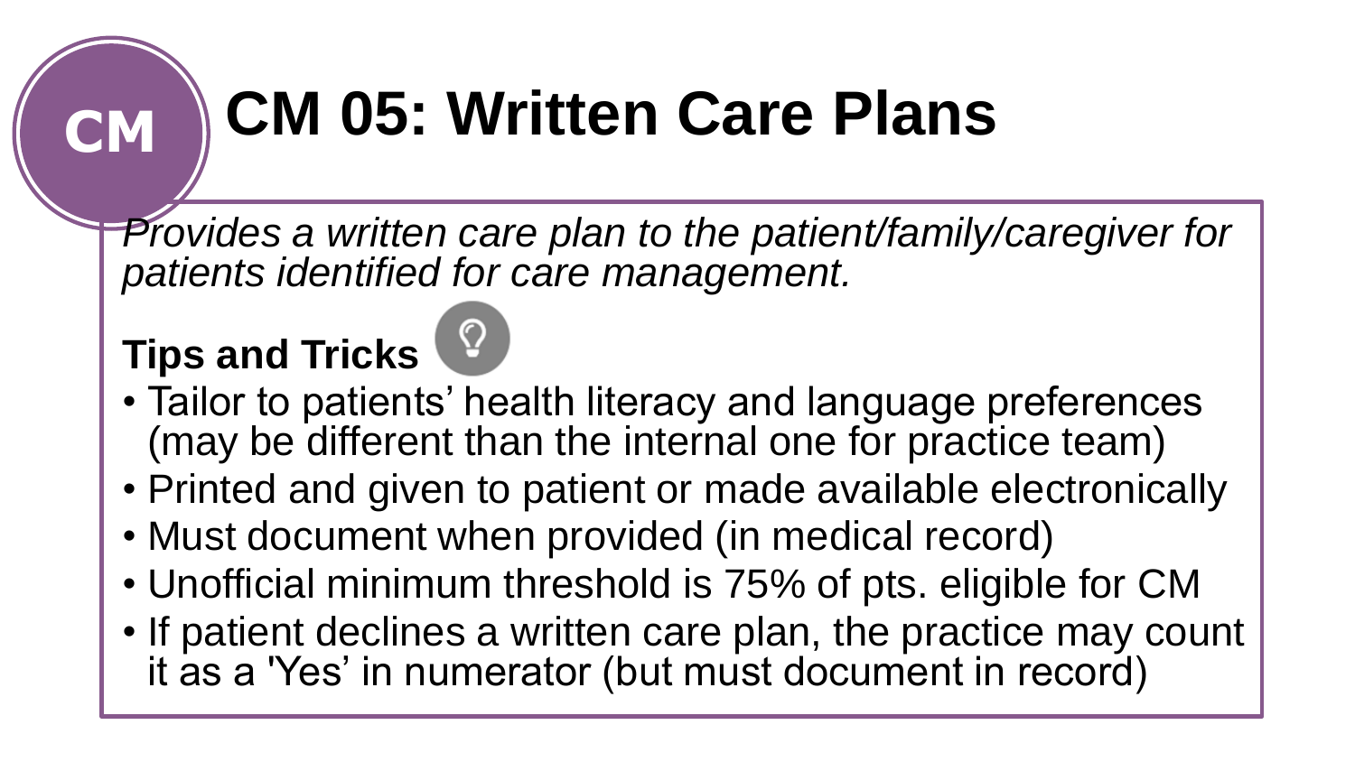# CM 05: Written Care Plans

*Provides a written care plan to the patient/family/caregiver for patients identified for care management.*

**Tips and Tricks**

- Tailor to patients' health literacy and language preferences (may be different than the internal one for practice team)
- Printed and given to patient or made available electronically
- Must document when provided (in medical record)
- Unofficial minimum threshold is 75% of pts. eligible for CM
- If patient declines a written care plan, the practice may count it as a 'Yes' in numerator (but must document in record)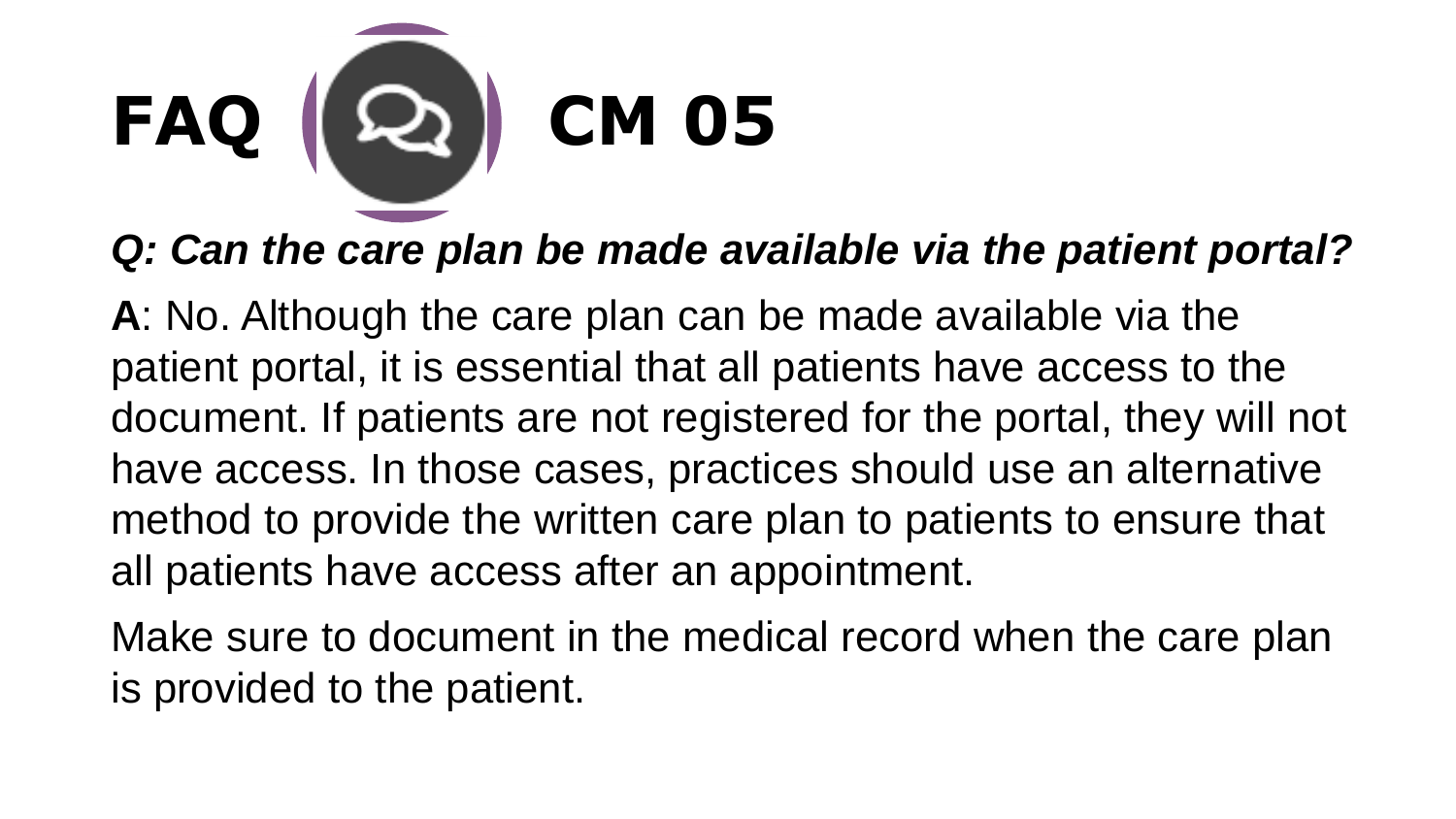# FAQ CM 05

***Q: Can the care plan be made available via the patient portal?***

**A**: No. Although the care plan can be made available via the patient portal, it is essential that all patients have access to the document. If patients are not registered for the portal, they will not have access. In those cases, practices should use an alternative method to provide the written care plan to patients to ensure that all patients have access after an appointment.

Make sure to document in the medical record when the care plan is provided to the patient.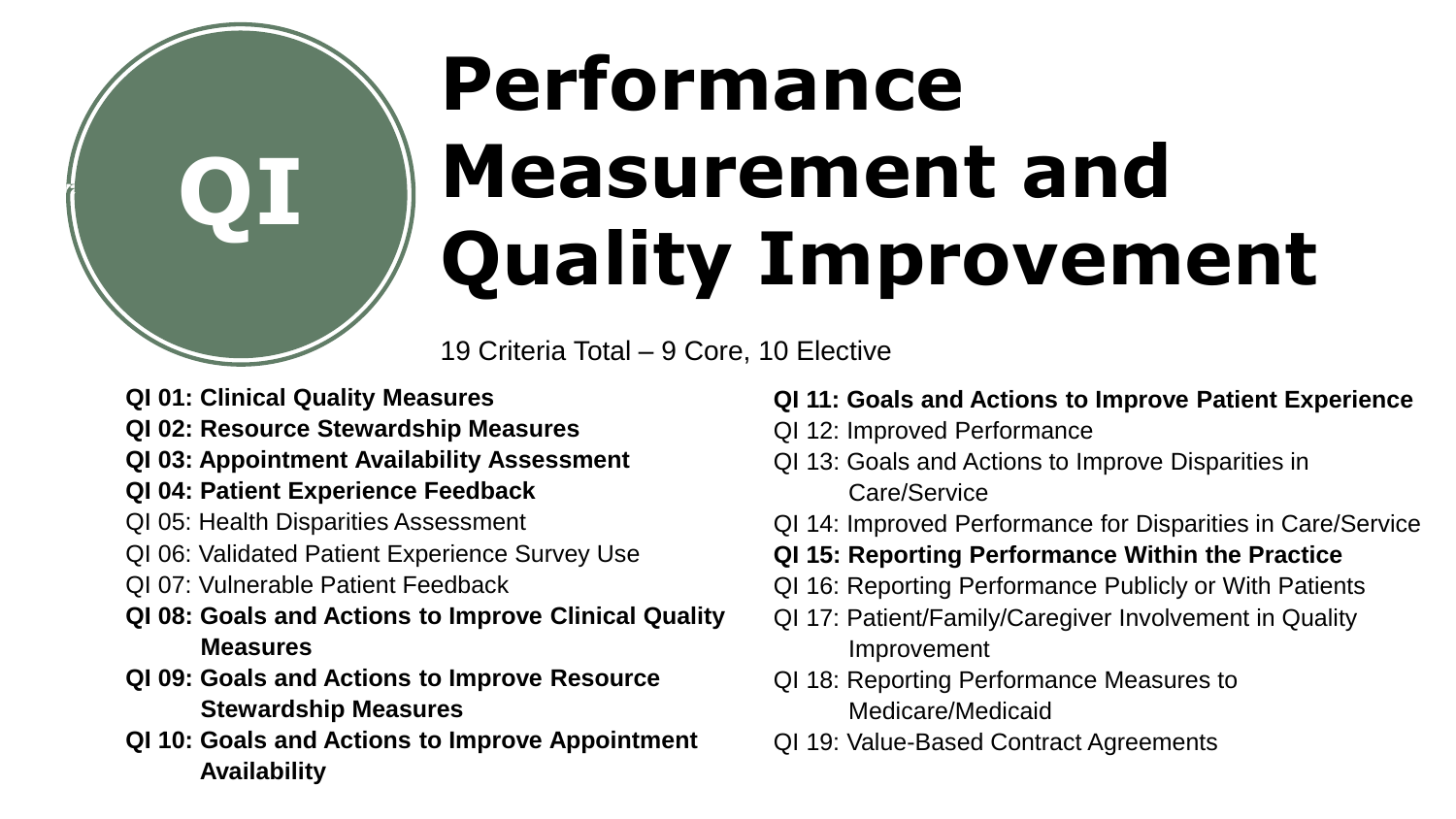QI

# Performance Measurement and Quality Improvement

19 Criteria Total – 9 Core, 10 Elective

**QI 01: Clinical Quality Measures**
**QI 02: Resource Stewardship Measures**
**QI 03: Appointment Availability Assessment**
**QI 04: Patient Experience Feedback**
QI 05: Health Disparities Assessment
QI 06: Validated Patient Experience Survey Use
QI 07: Vulnerable Patient Feedback
**QI 08: Goals and Actions to Improve Clinical Quality Measures**
**QI 09: Goals and Actions to Improve Resource Stewardship Measures**
**QI 10: Goals and Actions to Improve Appointment Availability**
**QI 11: Goals and Actions to Improve Patient Experience**
QI 12: Improved Performance
QI 13: Goals and Actions to Improve Disparities in Care/Service
QI 14: Improved Performance for Disparities in Care/Service
**QI 15: Reporting Performance Within the Practice**
QI 16: Reporting Performance Publicly or With Patients
QI 17: Patient/Family/Caregiver Involvement in Quality Improvement
QI 18: Reporting Performance Measures to Medicare/Medicaid
QI 19: Value-Based Contract Agreements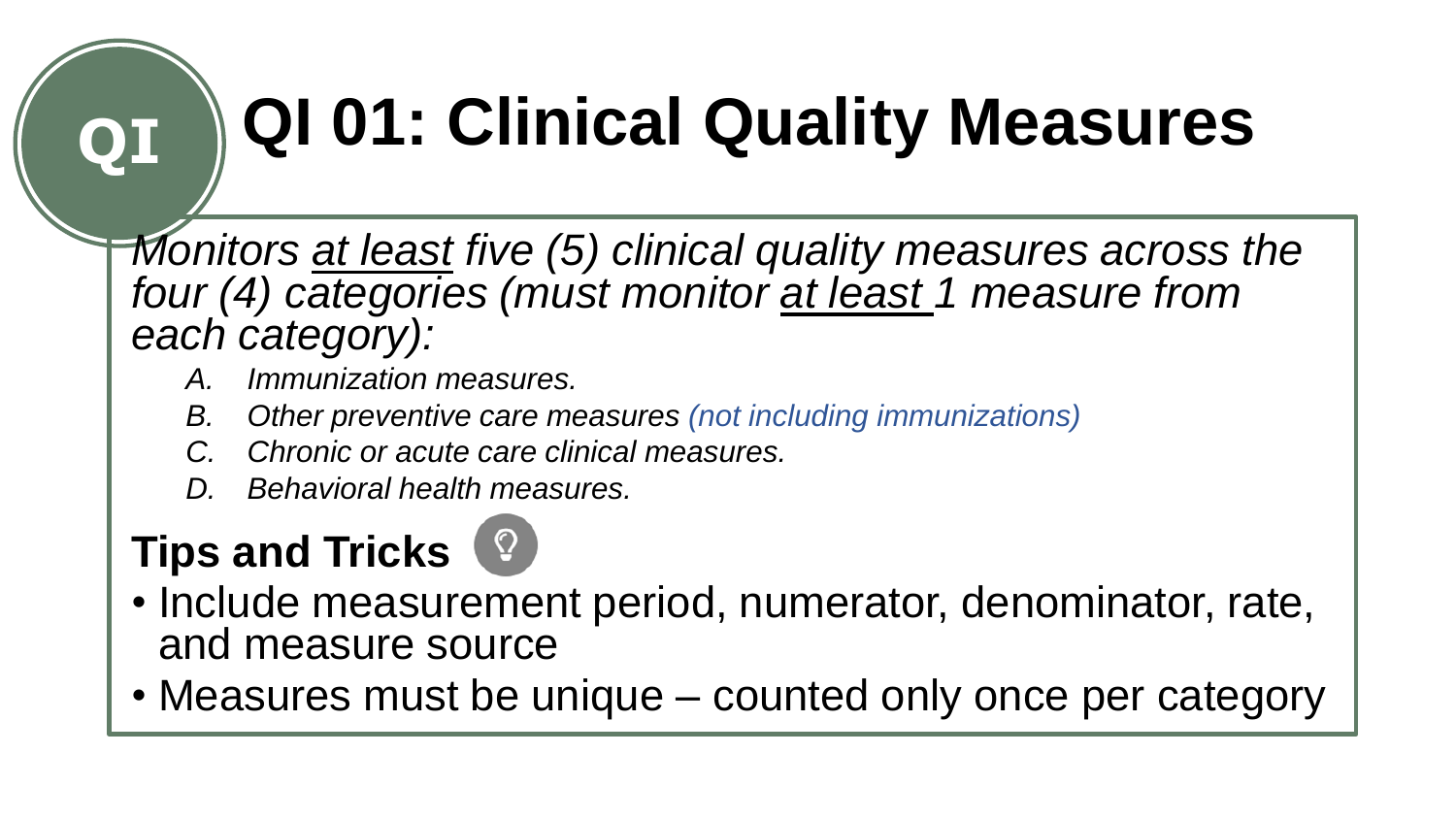# QI 01: Clinical Quality Measures

*Monitors <u>at least</u> five (5) clinical quality measures across the four (4) categories (must monitor <u>at least</u> 1 measure from each category):*

- *A. Immunization measures.*
- *B. Other preventive care measures (not including immunizations)*
- *C. Chronic or acute care clinical measures.*
- *D. Behavioral health measures.*

**Tips and Tricks**

- Include measurement period, numerator, denominator, rate, and measure source
- Measures must be unique – counted only once per category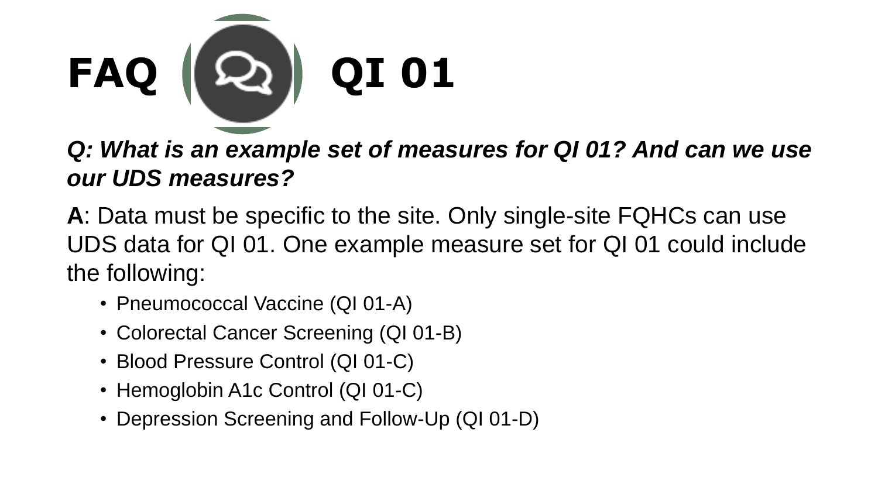# FAQ QI 01

***Q: What is an example set of measures for QI 01? And can we use our UDS measures?***

**A**: Data must be specific to the site. Only single-site FQHCs can use UDS data for QI 01. One example measure set for QI 01 could include the following:

- Pneumococcal Vaccine (QI 01-A)
- Colorectal Cancer Screening (QI 01-B)
- Blood Pressure Control (QI 01-C)
- Hemoglobin A1c Control (QI 01-C)
- Depression Screening and Follow-Up (QI 01-D)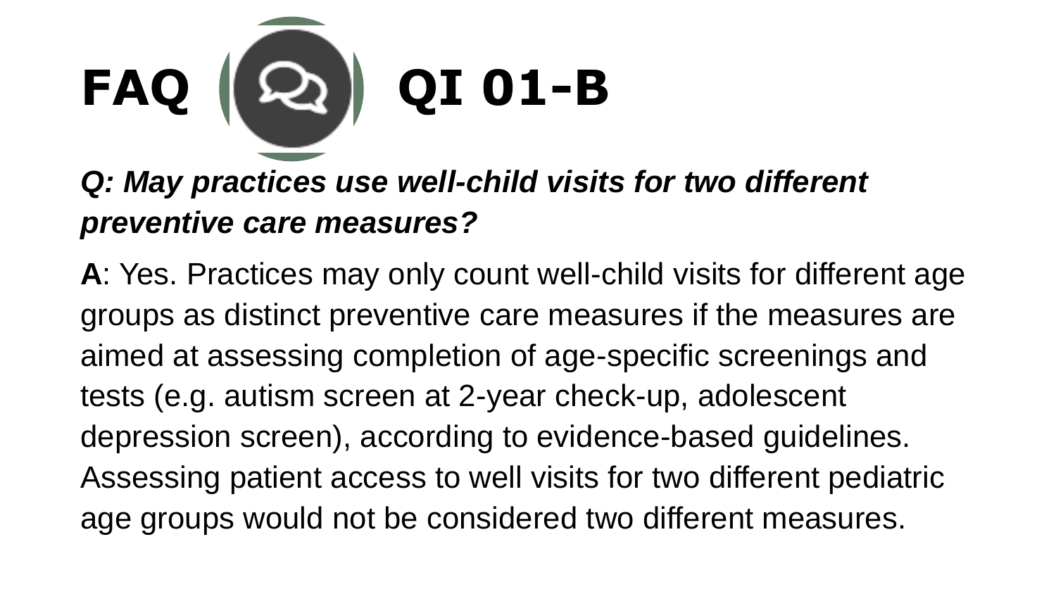# FAQ QI 01-B

***Q: May practices use well-child visits for two different preventive care measures?***

**A**: Yes. Practices may only count well-child visits for different age groups as distinct preventive care measures if the measures are aimed at assessing completion of age-specific screenings and tests (e.g. autism screen at 2-year check-up, adolescent depression screen), according to evidence-based guidelines. Assessing patient access to well visits for two different pediatric age groups would not be considered two different measures.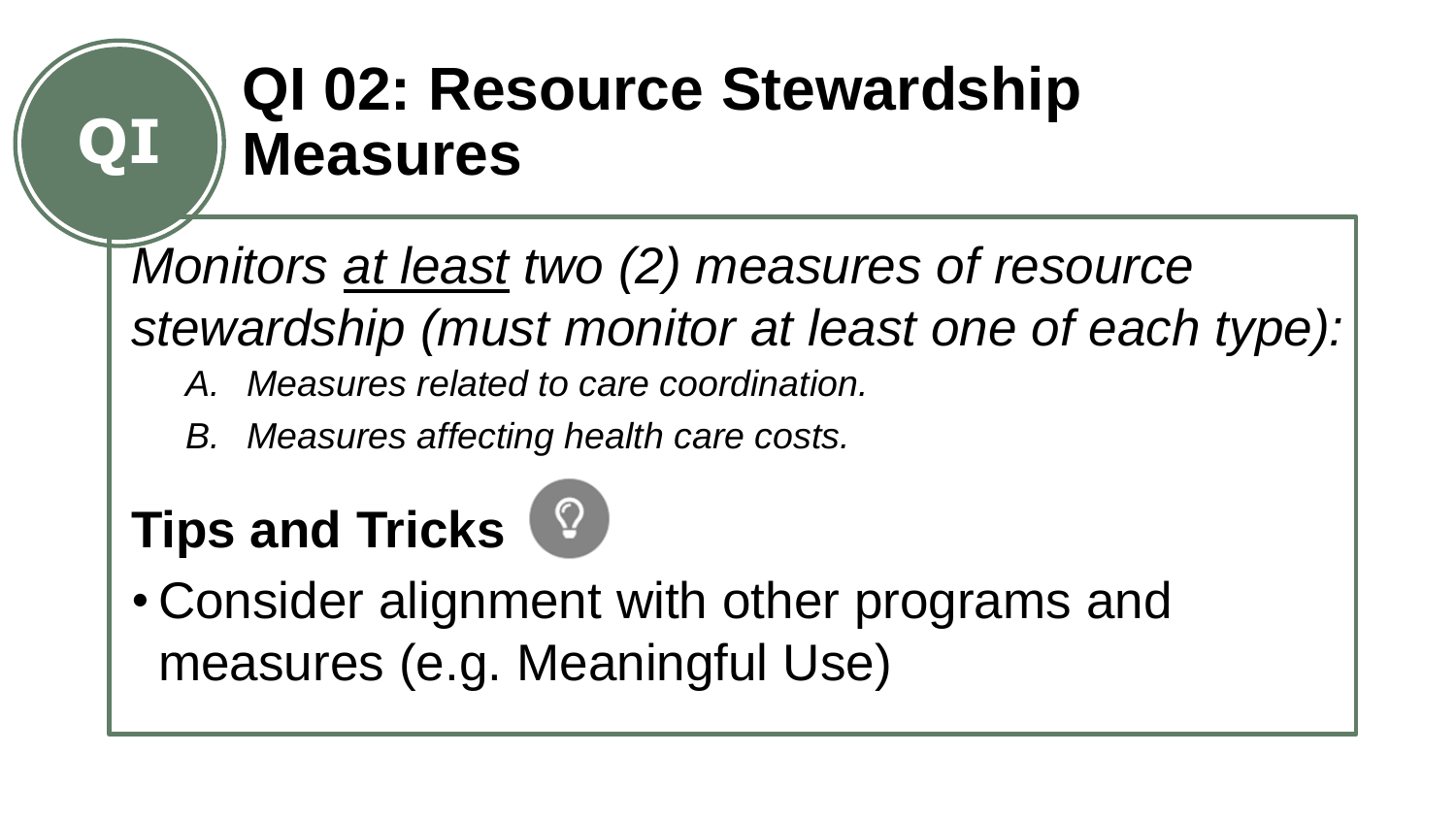# QI 02: Resource Stewardship Measures

*Monitors <u>at least</u> two (2) measures of resource stewardship (must monitor at least one of each type):*

A. *Measures related to care coordination.*
B. *Measures affecting health care costs.*

**Tips and Tricks**

- Consider alignment with other programs and measures (e.g. Meaningful Use)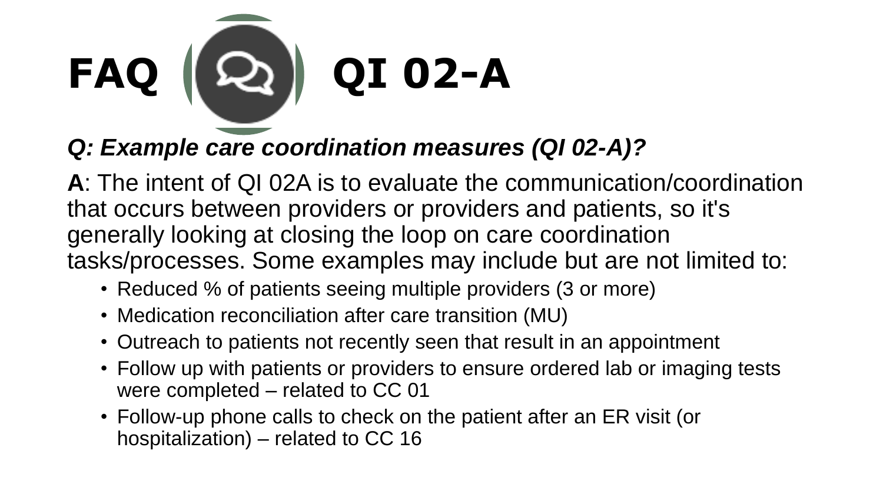# FAQ QI 02-A

***Q: Example care coordination measures (QI 02-A)?***

**A**: The intent of QI 02A is to evaluate the communication/coordination that occurs between providers or providers and patients, so it's generally looking at closing the loop on care coordination tasks/processes. Some examples may include but are not limited to:

- Reduced % of patients seeing multiple providers (3 or more)
- Medication reconciliation after care transition (MU)
- Outreach to patients not recently seen that result in an appointment
- Follow up with patients or providers to ensure ordered lab or imaging tests were completed – related to CC 01
- Follow-up phone calls to check on the patient after an ER visit (or hospitalization) – related to CC 16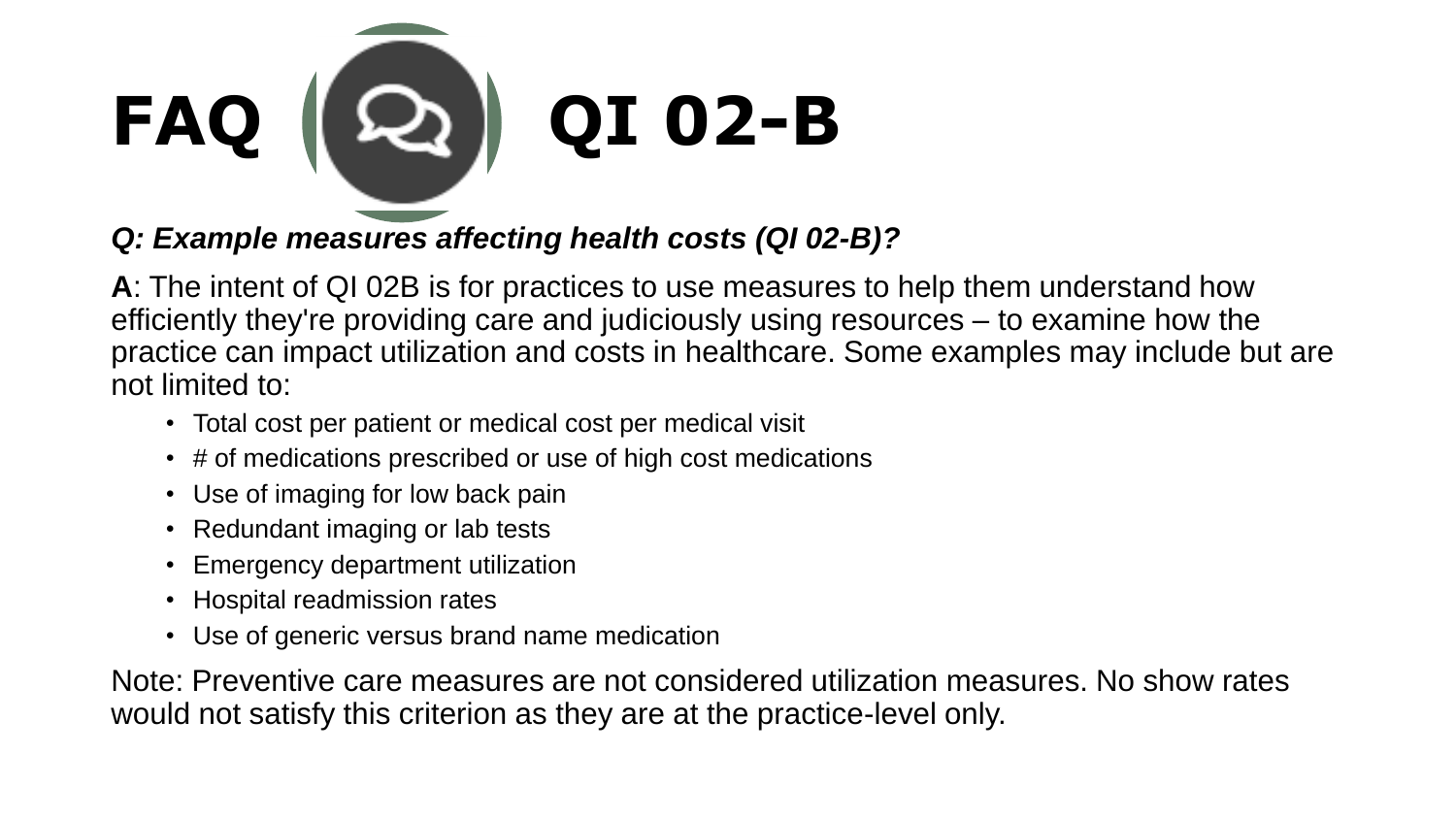# FAQ QI 02-B

***Q: Example measures affecting health costs (QI 02-B)?***

**A**: The intent of QI 02B is for practices to use measures to help them understand how efficiently they're providing care and judiciously using resources – to examine how the practice can impact utilization and costs in healthcare. Some examples may include but are not limited to:

- Total cost per patient or medical cost per medical visit
- # of medications prescribed or use of high cost medications
- Use of imaging for low back pain
- Redundant imaging or lab tests
- Emergency department utilization
- Hospital readmission rates
- Use of generic versus brand name medication

Note: Preventive care measures are not considered utilization measures. No show rates would not satisfy this criterion as they are at the practice-level only.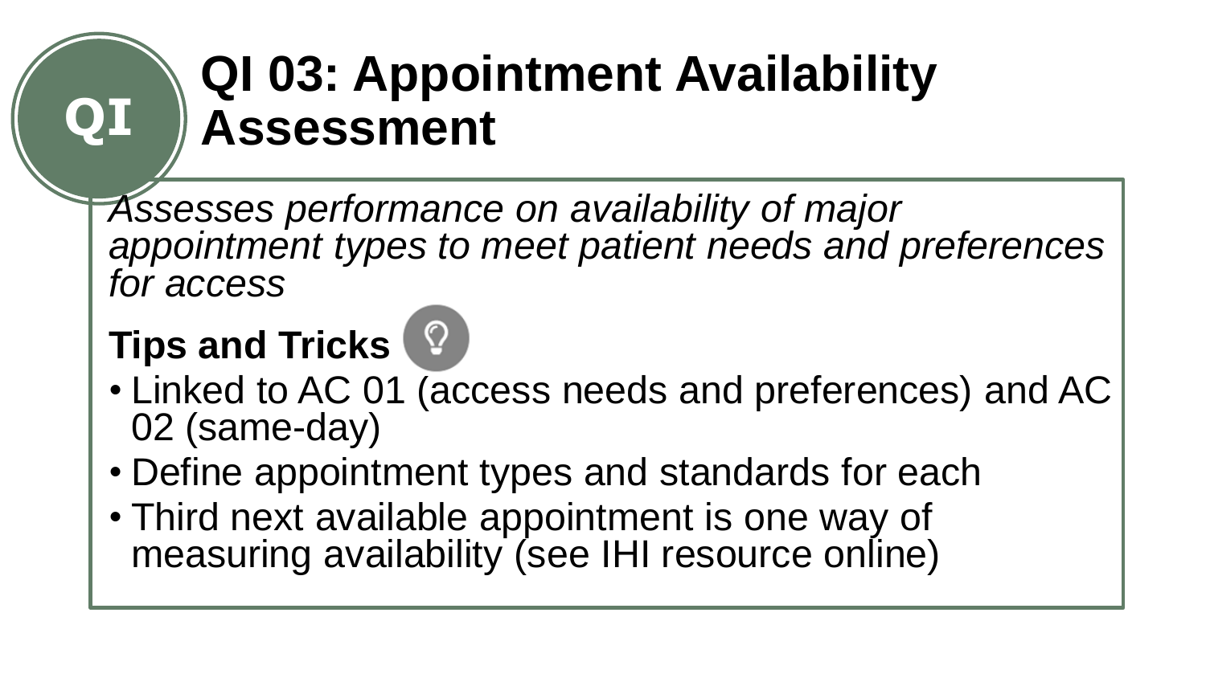QI

# QI 03: Appointment Availability Assessment

*Assesses performance on availability of major appointment types to meet patient needs and preferences for access*

**Tips and Tricks**

- Linked to AC 01 (access needs and preferences) and AC 02 (same-day)
- Define appointment types and standards for each
- Third next available appointment is one way of measuring availability (see IHI resource online)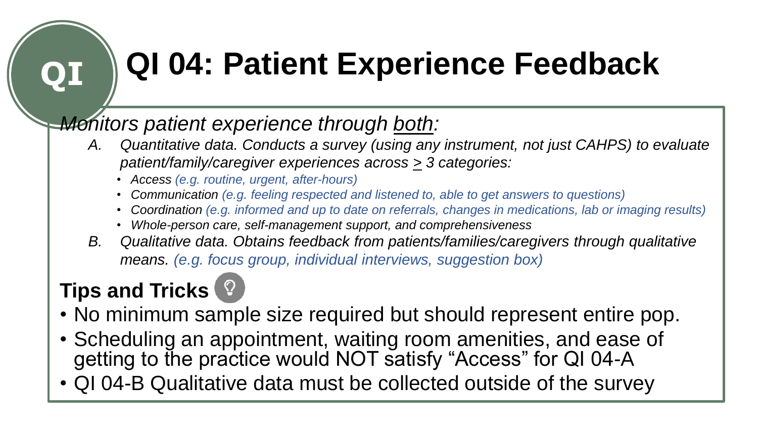# QI 04: Patient Experience Feedback

*Monitors patient experience through both:*

*A. Quantitative data. Conducts a survey (using any instrument, not just CAHPS) to evaluate patient/family/caregiver experiences across ≥ 3 categories:*

- *Access (e.g. routine, urgent, after-hours)*
- *Communication (e.g. feeling respected and listened to, able to get answers to questions)*
- *Coordination (e.g. informed and up to date on referrals, changes in medications, lab or imaging results)*
- *Whole-person care, self-management support, and comprehensiveness*

*B. Qualitative data. Obtains feedback from patients/families/caregivers through qualitative means. (e.g. focus group, individual interviews, suggestion box)*

## Tips and Tricks

- No minimum sample size required but should represent entire pop.
- Scheduling an appointment, waiting room amenities, and ease of getting to the practice would NOT satisfy "Access" for QI 04-A
- QI 04-B Qualitative data must be collected outside of the survey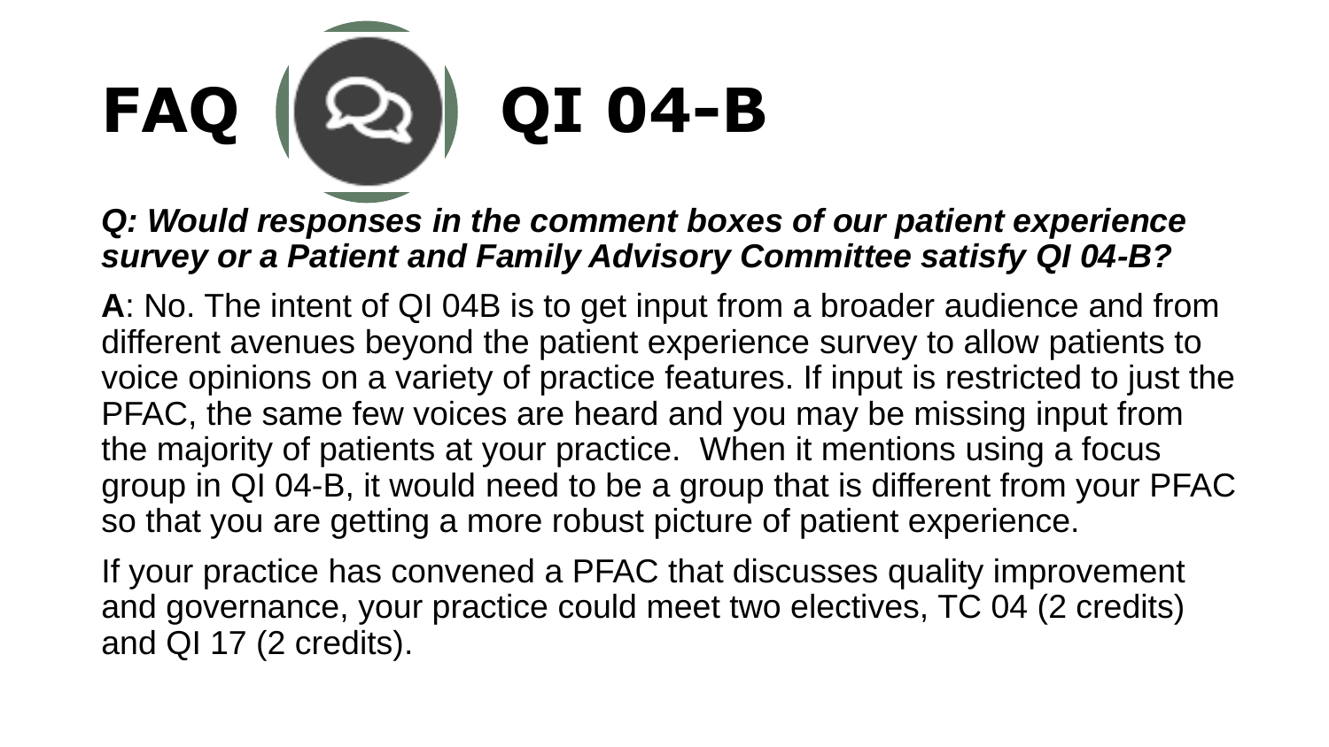# FAQ QI 04-B

***Q: Would responses in the comment boxes of our patient experience survey or a Patient and Family Advisory Committee satisfy QI 04-B?***

**A**: No. The intent of QI 04B is to get input from a broader audience and from different avenues beyond the patient experience survey to allow patients to voice opinions on a variety of practice features. If input is restricted to just the PFAC, the same few voices are heard and you may be missing input from the majority of patients at your practice. When it mentions using a focus group in QI 04-B, it would need to be a group that is different from your PFAC so that you are getting a more robust picture of patient experience.

If your practice has convened a PFAC that discusses quality improvement and governance, your practice could meet two electives, TC 04 (2 credits) and QI 17 (2 credits).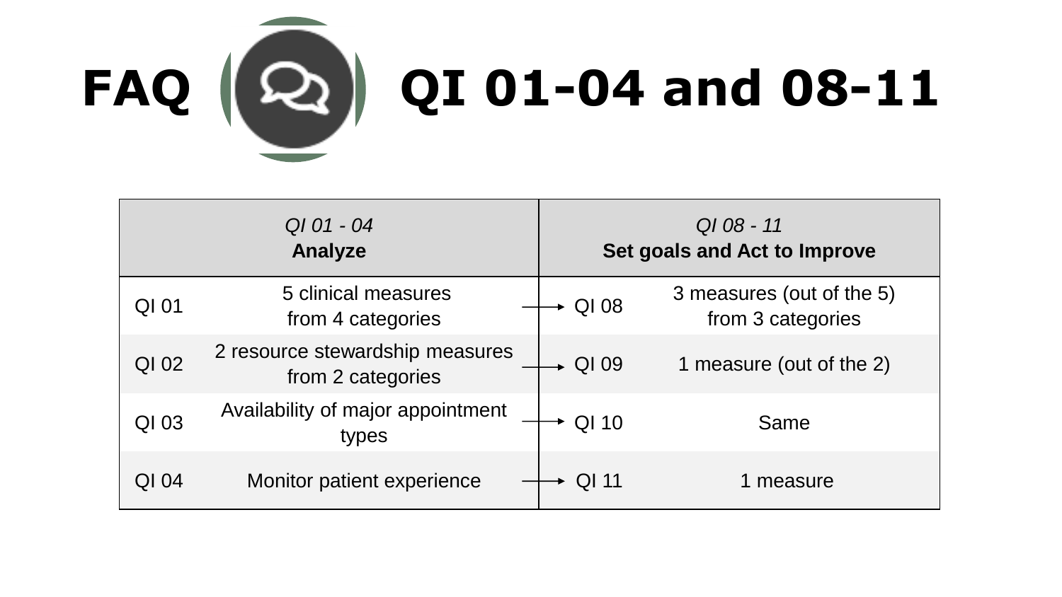# FAQ QI 01-04 and 08-11

| *QI 01 - 04* **Analyze** | | *QI 08 - 11* **Set goals and Act to Improve** | |
|---|---|---|---|
| QI 01 | 5 clinical measures from 4 categories | QI 08 | 3 measures (out of the 5) from 3 categories |
| QI 02 | 2 resource stewardship measures from 2 categories | QI 09 | 1 measure (out of the 2) |
| QI 03 | Availability of major appointment types | QI 10 | Same |
| QI 04 | Monitor patient experience | QI 11 | 1 measure |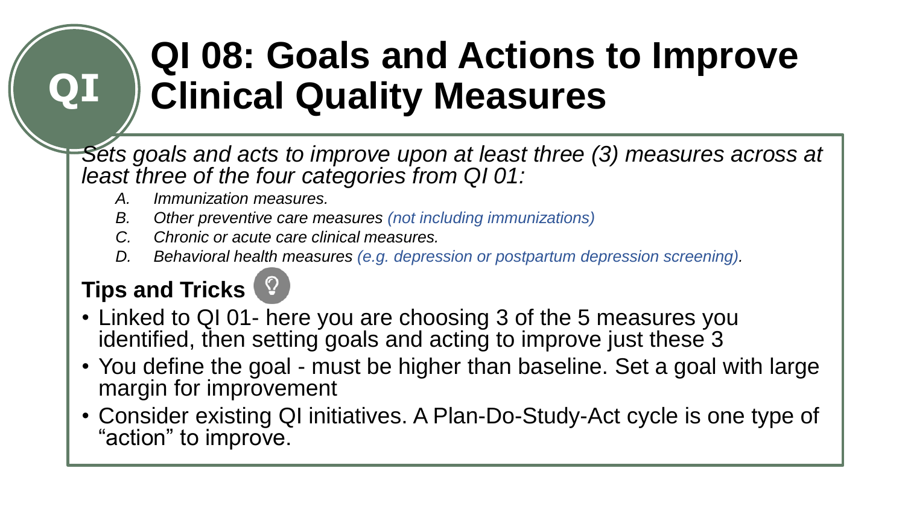# QI 08: Goals and Actions to Improve Clinical Quality Measures

*Sets goals and acts to improve upon at least three (3) measures across at least three of the four categories from QI 01:*

- *A. Immunization measures.*
- *B. Other preventive care measures (not including immunizations)*
- *C. Chronic or acute care clinical measures.*
- *D. Behavioral health measures (e.g. depression or postpartum depression screening).*

## Tips and Tricks

- Linked to QI 01- here you are choosing 3 of the 5 measures you identified, then setting goals and acting to improve just these 3
- You define the goal - must be higher than baseline. Set a goal with large margin for improvement
- Consider existing QI initiatives. A Plan-Do-Study-Act cycle is one type of "action" to improve.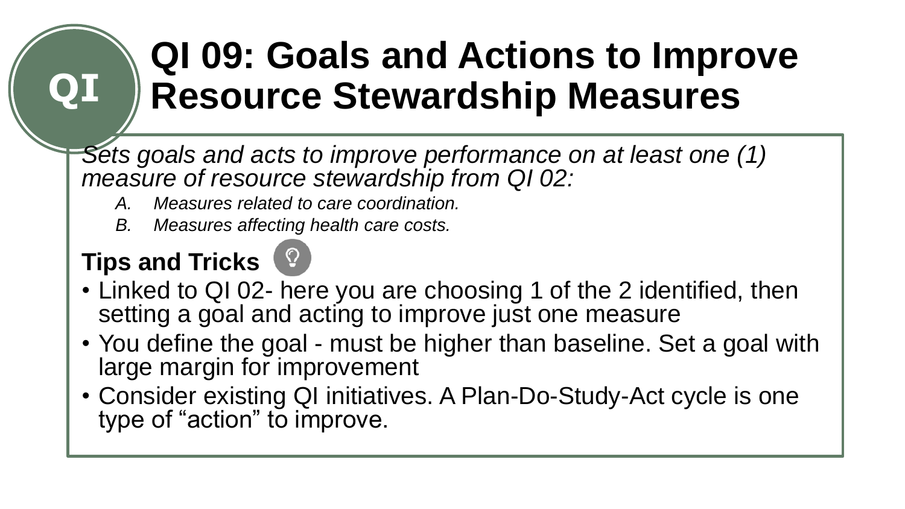QI

# QI 09: Goals and Actions to Improve Resource Stewardship Measures

*Sets goals and acts to improve performance on at least one (1) measure of resource stewardship from QI 02:*

- *A. Measures related to care coordination.*
- *B. Measures affecting health care costs.*

**Tips and Tricks**

- Linked to QI 02- here you are choosing 1 of the 2 identified, then setting a goal and acting to improve just one measure
- You define the goal - must be higher than baseline. Set a goal with large margin for improvement
- Consider existing QI initiatives. A Plan-Do-Study-Act cycle is one type of “action” to improve.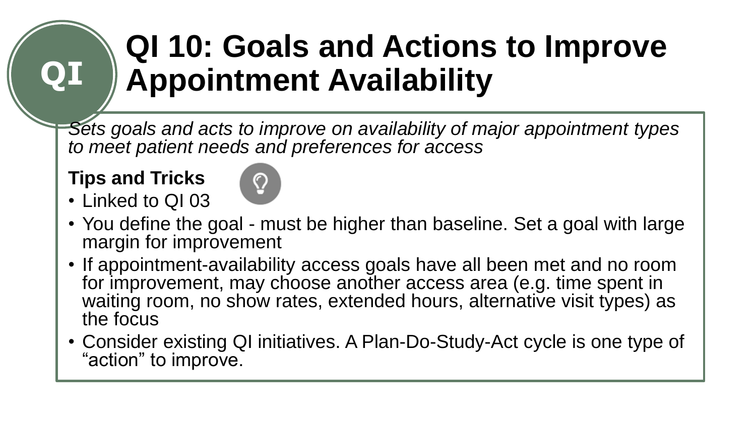# QI 10: Goals and Actions to Improve Appointment Availability

*Sets goals and acts to improve on availability of major appointment types to meet patient needs and preferences for access*

**Tips and Tricks**

- Linked to QI 03
- You define the goal - must be higher than baseline. Set a goal with large margin for improvement
- If appointment-availability access goals have all been met and no room for improvement, may choose another access area (e.g. time spent in waiting room, no show rates, extended hours, alternative visit types) as the focus
- Consider existing QI initiatives. A Plan-Do-Study-Act cycle is one type of “action” to improve.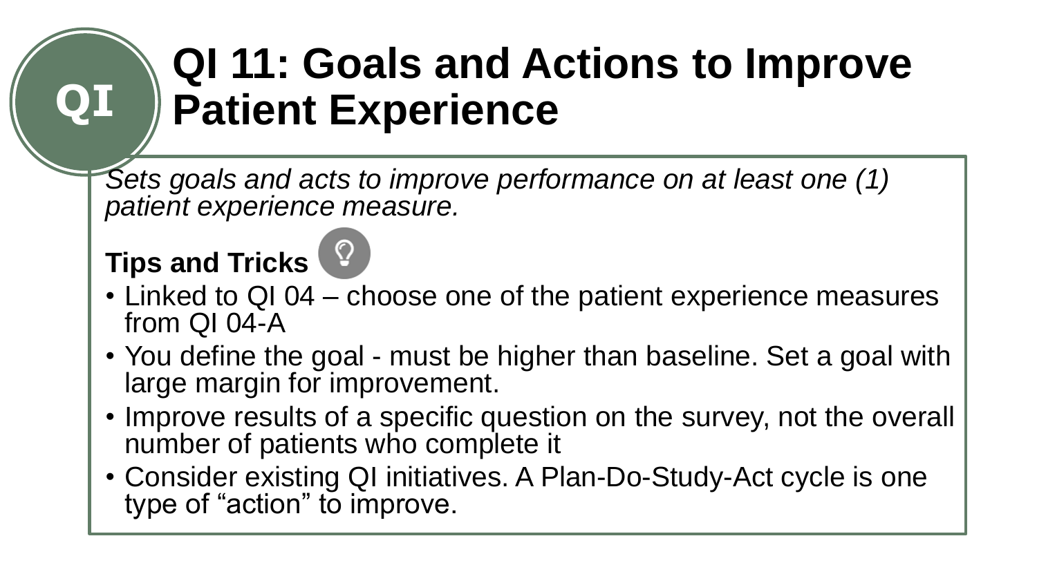# QI 11: Goals and Actions to Improve Patient Experience

*Sets goals and acts to improve performance on at least one (1) patient experience measure.*

**Tips and Tricks**

- Linked to QI 04 – choose one of the patient experience measures from QI 04-A
- You define the goal - must be higher than baseline. Set a goal with large margin for improvement.
- Improve results of a specific question on the survey, not the overall number of patients who complete it
- Consider existing QI initiatives. A Plan-Do-Study-Act cycle is one type of “action” to improve.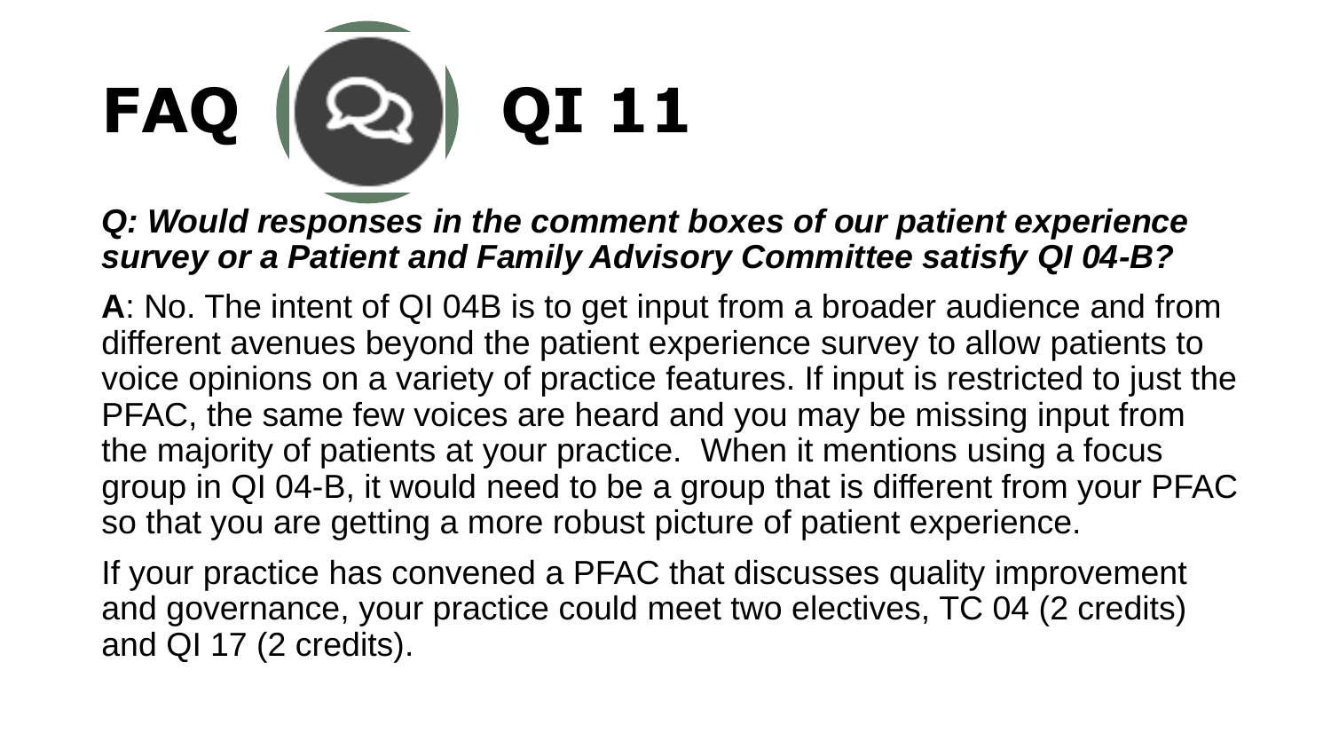# FAQ QI 11

***Q: Would responses in the comment boxes of our patient experience survey or a Patient and Family Advisory Committee satisfy QI 04-B?***

**A**: No. The intent of QI 04B is to get input from a broader audience and from different avenues beyond the patient experience survey to allow patients to voice opinions on a variety of practice features. If input is restricted to just the PFAC, the same few voices are heard and you may be missing input from the majority of patients at your practice. When it mentions using a focus group in QI 04-B, it would need to be a group that is different from your PFAC so that you are getting a more robust picture of patient experience.

If your practice has convened a PFAC that discusses quality improvement and governance, your practice could meet two electives, TC 04 (2 credits) and QI 17 (2 credits).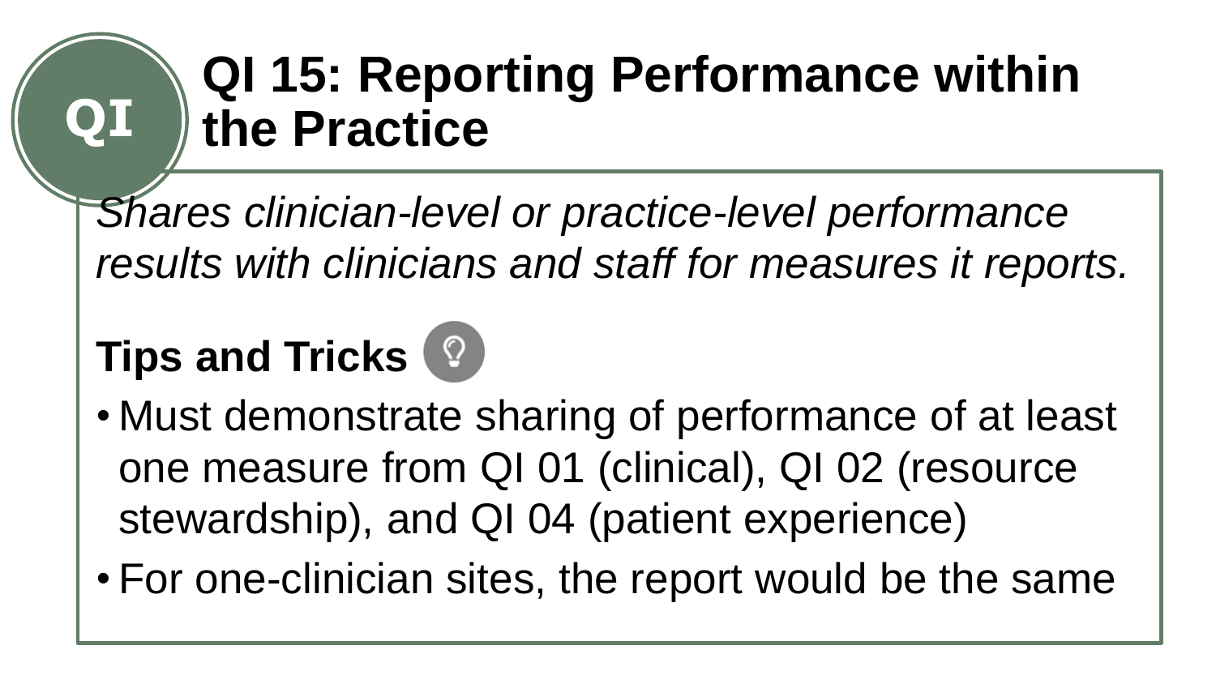# QI 15: Reporting Performance within the Practice

*Shares clinician-level or practice-level performance results with clinicians and staff for measures it reports.*

**Tips and Tricks**

- Must demonstrate sharing of performance of at least one measure from QI 01 (clinical), QI 02 (resource stewardship), and QI 04 (patient experience)
- For one-clinician sites, the report would be the same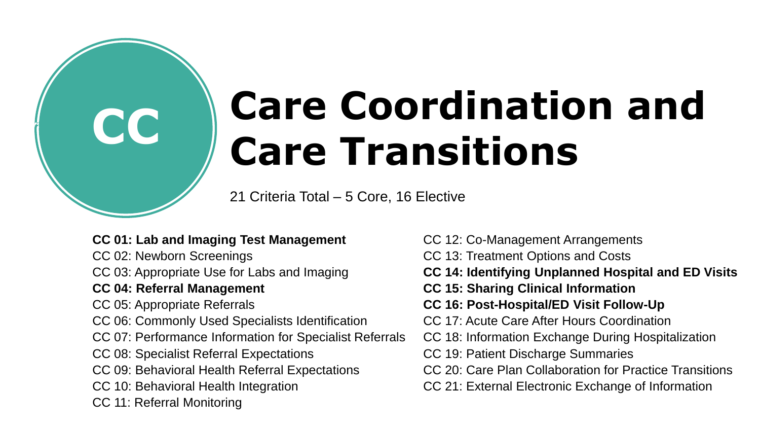# Care Coordination and Care Transitions

21 Criteria Total – 5 Core, 16 Elective

- **CC 01: Lab and Imaging Test Management**
- CC 02: Newborn Screenings
- CC 03: Appropriate Use for Labs and Imaging
- **CC 04: Referral Management**
- CC 05: Appropriate Referrals
- CC 06: Commonly Used Specialists Identification
- CC 07: Performance Information for Specialist Referrals
- CC 08: Specialist Referral Expectations
- CC 09: Behavioral Health Referral Expectations
- CC 10: Behavioral Health Integration
- CC 11: Referral Monitoring
- CC 12: Co-Management Arrangements
- CC 13: Treatment Options and Costs
- **CC 14: Identifying Unplanned Hospital and ED Visits**
- **CC 15: Sharing Clinical Information**
- **CC 16: Post-Hospital/ED Visit Follow-Up**
- CC 17: Acute Care After Hours Coordination
- CC 18: Information Exchange During Hospitalization
- CC 19: Patient Discharge Summaries
- CC 20: Care Plan Collaboration for Practice Transitions
- CC 21: External Electronic Exchange of Information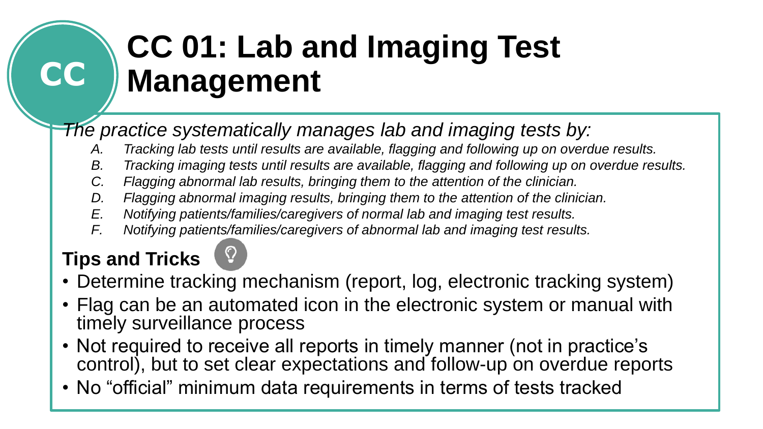# CC 01: Lab and Imaging Test Management

*The practice systematically manages lab and imaging tests by:*

- *A. Tracking lab tests until results are available, flagging and following up on overdue results.*
- *B. Tracking imaging tests until results are available, flagging and following up on overdue results.*
- *C. Flagging abnormal lab results, bringing them to the attention of the clinician.*
- *D. Flagging abnormal imaging results, bringing them to the attention of the clinician.*
- *E. Notifying patients/families/caregivers of normal lab and imaging test results.*
- *F. Notifying patients/families/caregivers of abnormal lab and imaging test results.*

## Tips and Tricks

- Determine tracking mechanism (report, log, electronic tracking system)
- Flag can be an automated icon in the electronic system or manual with timely surveillance process
- Not required to receive all reports in timely manner (not in practice's control), but to set clear expectations and follow-up on overdue reports
- No "official" minimum data requirements in terms of tests tracked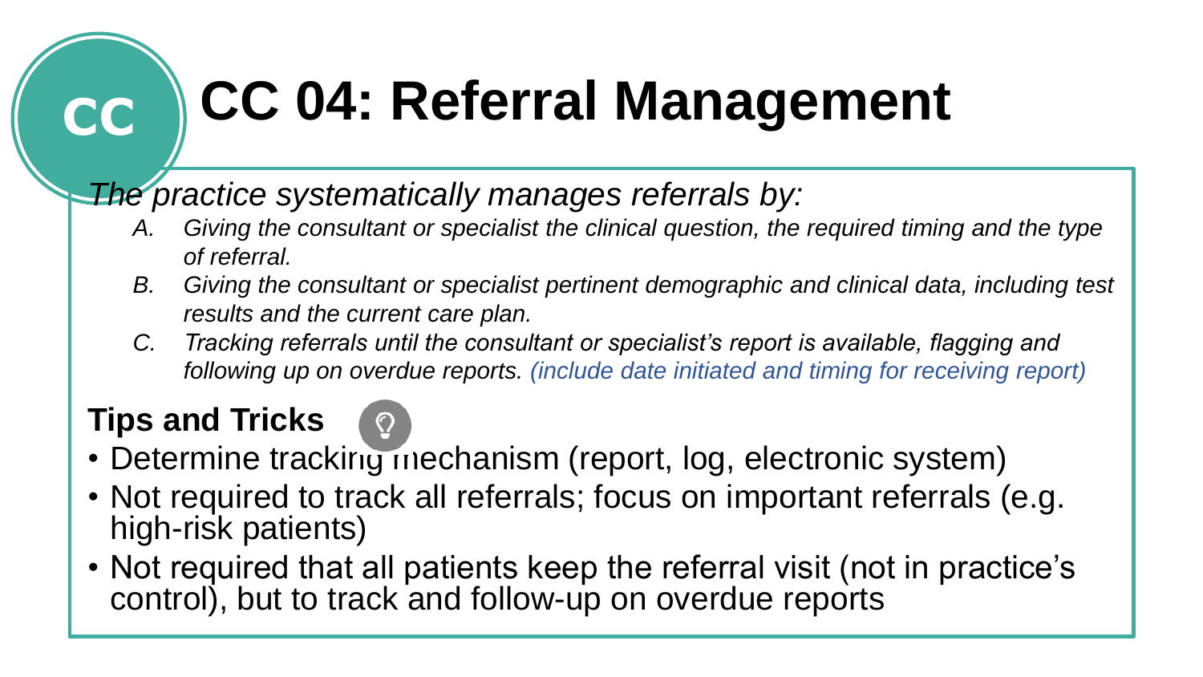# CC 04: Referral Management

*The practice systematically manages referrals by:*

*A. Giving the consultant or specialist the clinical question, the required timing and the type of referral.*

*B. Giving the consultant or specialist pertinent demographic and clinical data, including test results and the current care plan.*

*C. Tracking referrals until the consultant or specialist's report is available, flagging and following up on overdue reports. (include date initiated and timing for receiving report)*

**Tips and Tricks**

- Determine tracking mechanism (report, log, electronic system)
- Not required to track all referrals; focus on important referrals (e.g. high-risk patients)
- Not required that all patients keep the referral visit (not in practice's control), but to track and follow-up on overdue reports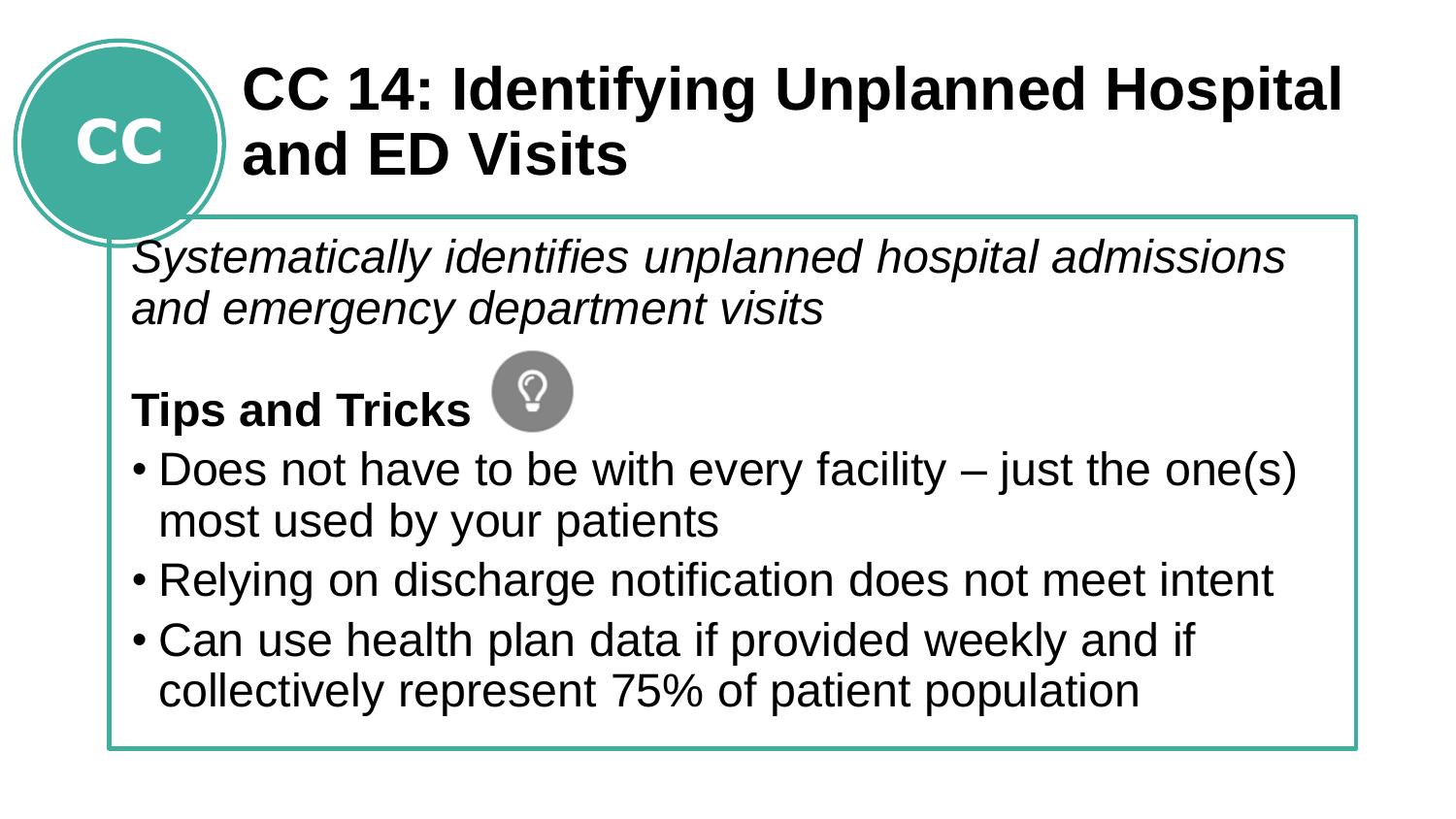# CC 14: Identifying Unplanned Hospital and ED Visits

*Systematically identifies unplanned hospital admissions and emergency department visits*

**Tips and Tricks**

- Does not have to be with every facility – just the one(s) most used by your patients
- Relying on discharge notification does not meet intent
- Can use health plan data if provided weekly and if collectively represent 75% of patient population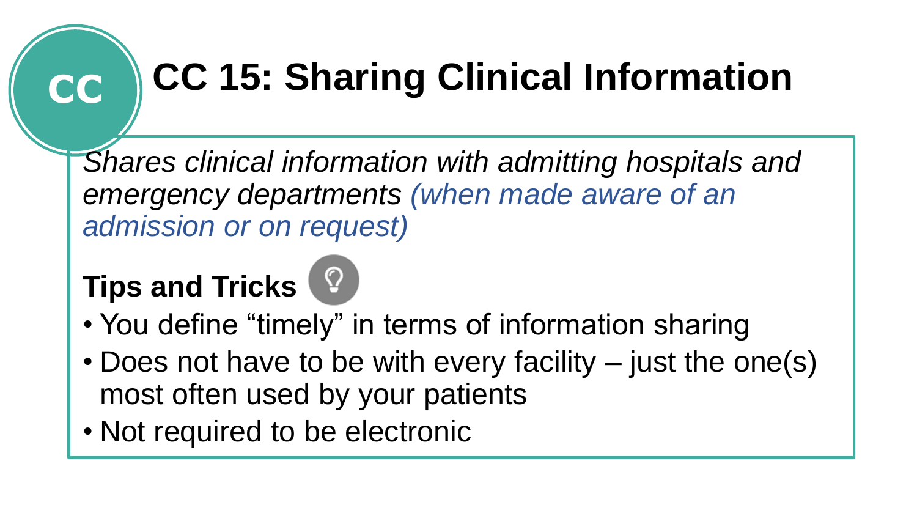CC

# CC 15: Sharing Clinical Information

*Shares clinical information with admitting hospitals and emergency departments (when made aware of an admission or on request)*

**Tips and Tricks**

- You define "timely" in terms of information sharing
- Does not have to be with every facility – just the one(s) most often used by your patients
- Not required to be electronic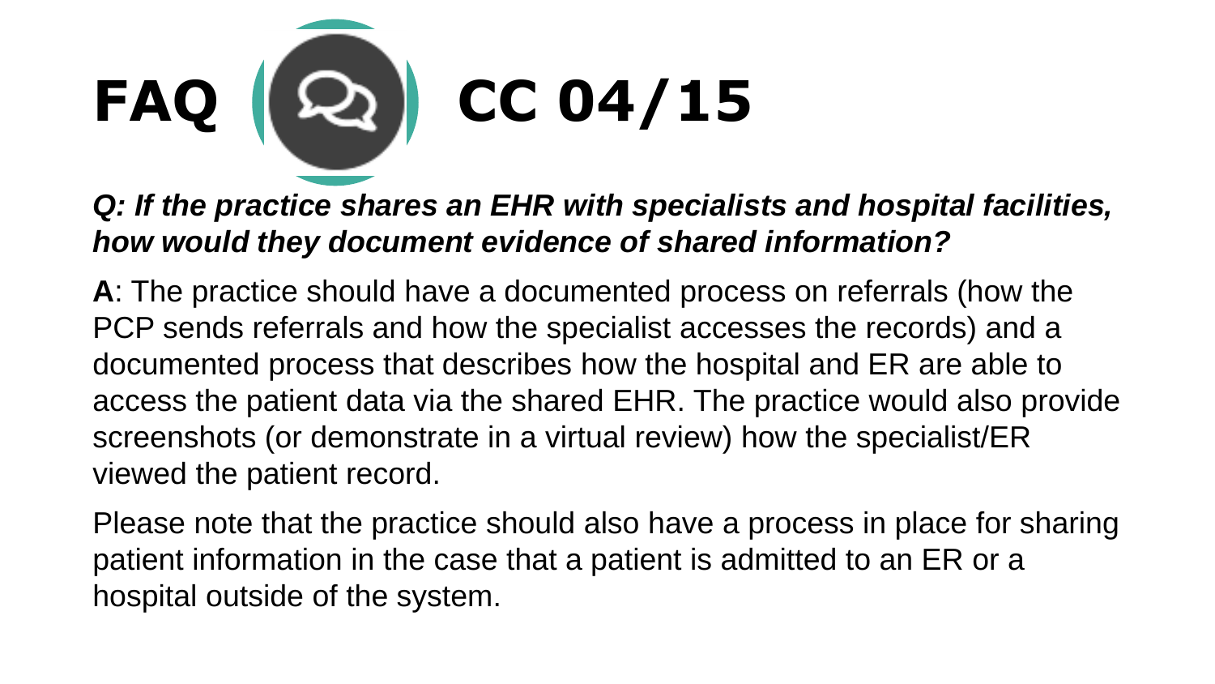# FAQ CC 04/15

***Q: If the practice shares an EHR with specialists and hospital facilities, how would they document evidence of shared information?***

**A**: The practice should have a documented process on referrals (how the PCP sends referrals and how the specialist accesses the records) and a documented process that describes how the hospital and ER are able to access the patient data via the shared EHR. The practice would also provide screenshots (or demonstrate in a virtual review) how the specialist/ER viewed the patient record.

Please note that the practice should also have a process in place for sharing patient information in the case that a patient is admitted to an ER or a hospital outside of the system.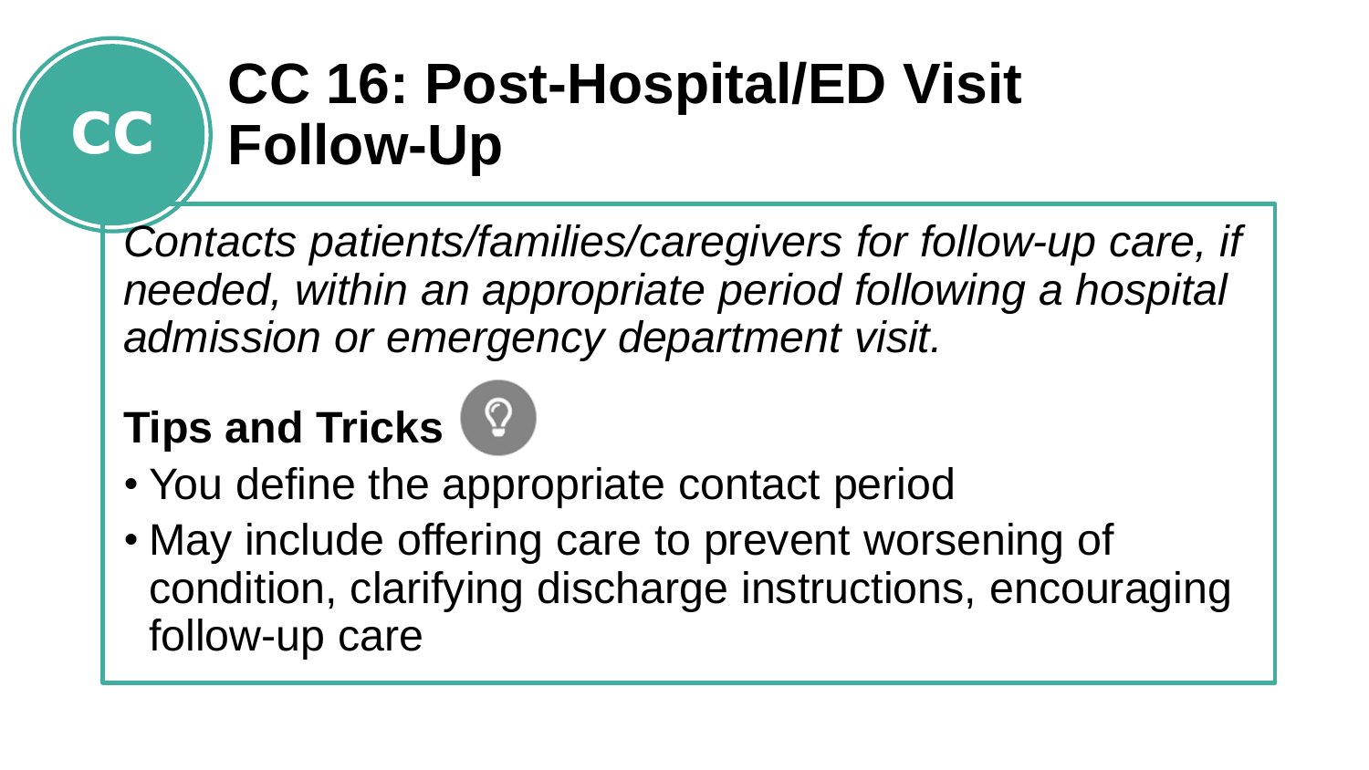CC

# CC 16: Post-Hospital/ED Visit Follow-Up

*Contacts patients/families/caregivers for follow-up care, if needed, within an appropriate period following a hospital admission or emergency department visit.*

**Tips and Tricks**

- You define the appropriate contact period
- May include offering care to prevent worsening of condition, clarifying discharge instructions, encouraging follow-up care